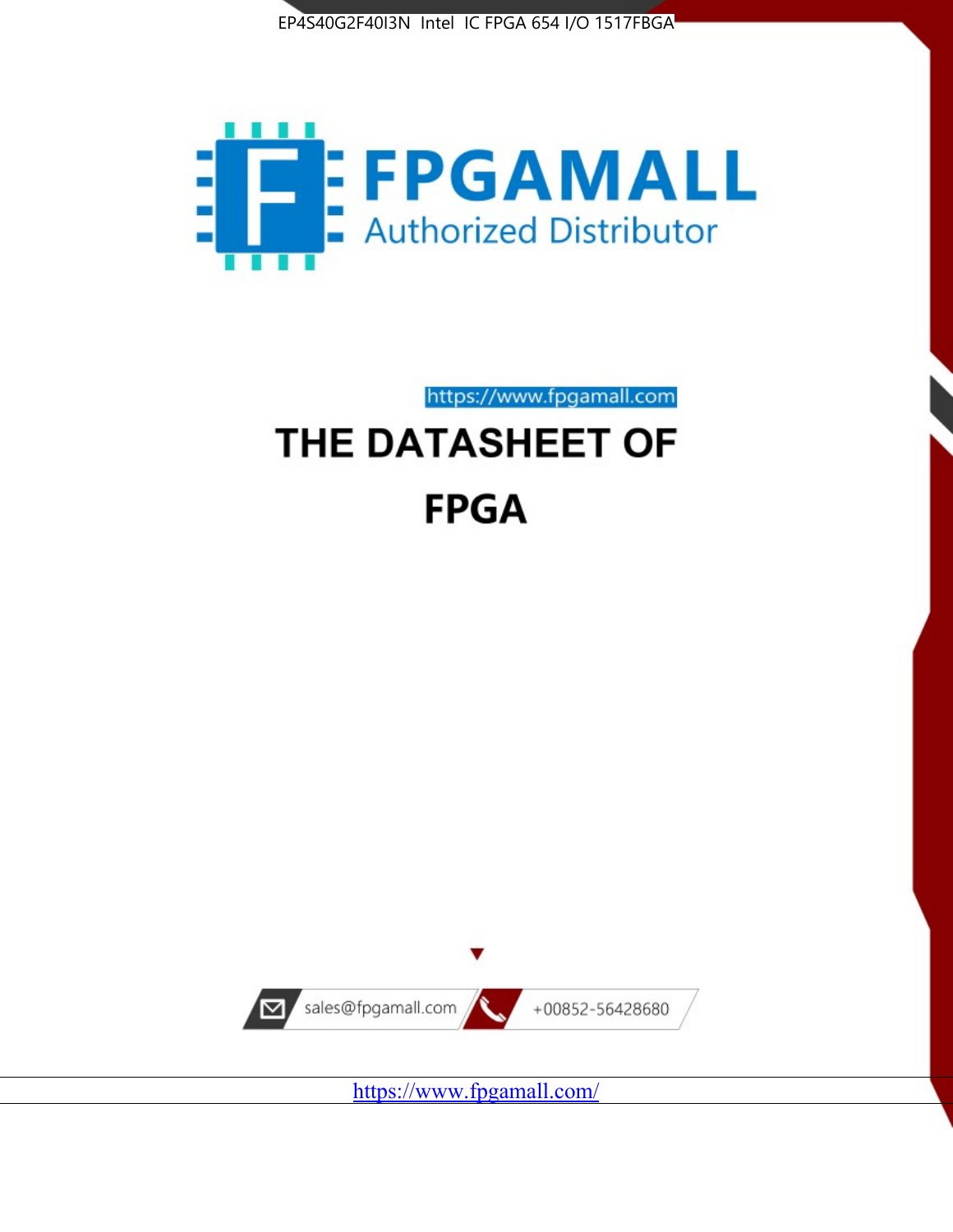EP4S40G2F40I3N Intel IC FPGA 654 I/O 1517FBGA

FPGAMALL

Authorized Distributor

https://www.fpgamall.com

# THE DATASHEET OF

# FPGA

sales@fpgamall.com

+00852-56428680

https://www.fpgamall.com/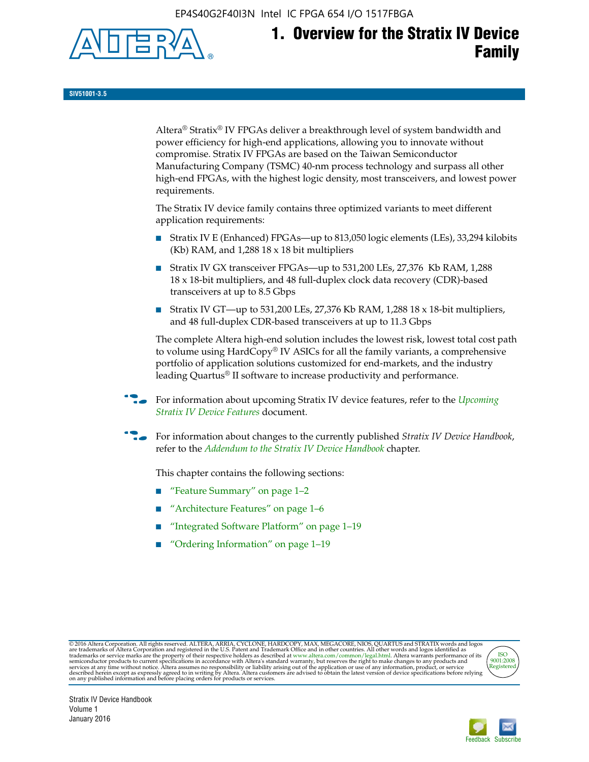# 1. Overview for the Stratix IV Device Family

SIV51001-3.5

Altera® Stratix® IV FPGAs deliver a breakthrough level of system bandwidth and power efficiency for high-end applications, allowing you to innovate without compromise. Stratix IV FPGAs are based on the Taiwan Semiconductor Manufacturing Company (TSMC) 40-nm process technology and surpass all other high-end FPGAs, with the highest logic density, most transceivers, and lowest power requirements.

The Stratix IV device family contains three optimized variants to meet different application requirements:

- Stratix IV E (Enhanced) FPGAs—up to 813,050 logic elements (LEs), 33,294 kilobits (Kb) RAM, and 1,288 18 x 18 bit multipliers
- Stratix IV GX transceiver FPGAs—up to 531,200 LEs, 27,376 Kb RAM, 1,288 18 x 18-bit multipliers, and 48 full-duplex clock data recovery (CDR)-based transceivers at up to 8.5 Gbps
- Stratix IV GT—up to 531,200 LEs, 27,376 Kb RAM, 1,288 18 x 18-bit multipliers, and 48 full-duplex CDR-based transceivers at up to 11.3 Gbps

The complete Altera high-end solution includes the lowest risk, lowest total cost path to volume using HardCopy® IV ASICs for all the family variants, a comprehensive portfolio of application solutions customized for end-markets, and the industry leading Quartus® II software to increase productivity and performance.

For information about upcoming Stratix IV device features, refer to the *Upcoming Stratix IV Device Features* document.

For information about changes to the currently published *Stratix IV Device Handbook*, refer to the *Addendum to the Stratix IV Device Handbook* chapter.

This chapter contains the following sections:

- "Feature Summary" on page 1–2
- "Architecture Features" on page 1–6
- "Integrated Software Platform" on page 1–19
- "Ordering Information" on page 1–19

© 2016 Altera Corporation. All rights reserved. ALTERA, ARRIA, CYCLONE, HARDCOPY, MAX, MEGACORE, NIOS, QUARTUS and STRATIX words and logos are trademarks of Altera Corporation and registered in the U.S. Patent and Trademark Office and in other countries. All other words and logos identified as trademarks or service marks are the property of their respective holders as described at www.altera.com/common/legal.html. Altera warrants performance of its semiconductor products to current specifications in accordance with Altera's standard warranty, but reserves the right to make changes to any products and services at any time without notice. Altera assumes no responsibility or liability arising out of the application or use of any information, product, or service described herein except as expressly agreed to in writing by Altera. Altera customers are advised to obtain the latest version of device specifications before relying on any published information and before placing orders for products or services.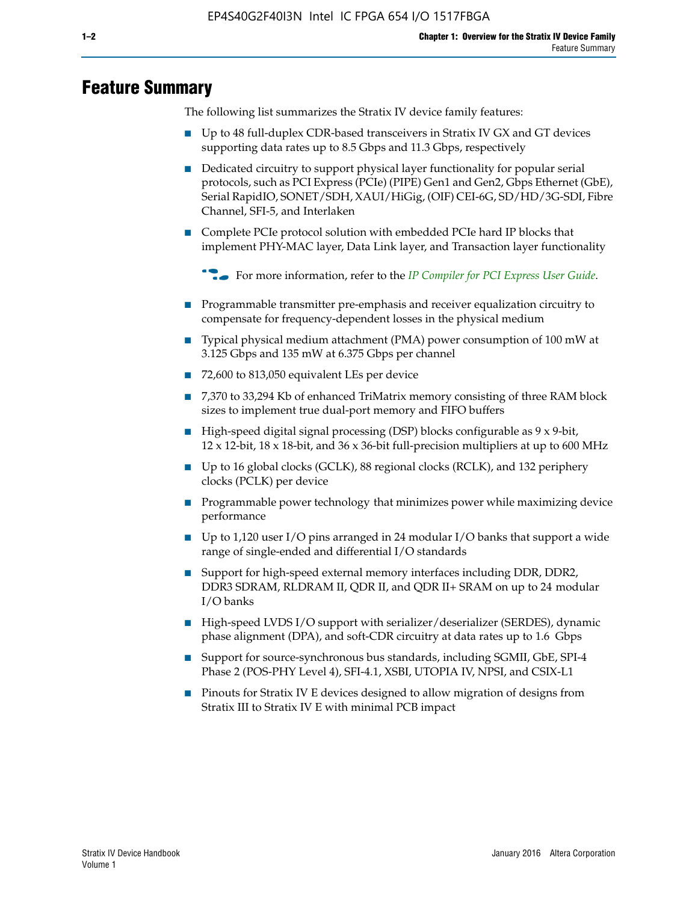# Feature Summary

The following list summarizes the Stratix IV device family features:

- Up to 48 full-duplex CDR-based transceivers in Stratix IV GX and GT devices supporting data rates up to 8.5 Gbps and 11.3 Gbps, respectively
- Dedicated circuitry to support physical layer functionality for popular serial protocols, such as PCI Express (PCIe) (PIPE) Gen1 and Gen2, Gbps Ethernet (GbE), Serial RapidIO, SONET/SDH, XAUI/HiGig, (OIF) CEI-6G, SD/HD/3G-SDI, Fibre Channel, SFI-5, and Interlaken
- Complete PCIe protocol solution with embedded PCIe hard IP blocks that implement PHY-MAC layer, Data Link layer, and Transaction layer functionality

For more information, refer to the *IP Compiler for PCI Express User Guide*.

- Programmable transmitter pre-emphasis and receiver equalization circuitry to compensate for frequency-dependent losses in the physical medium
- Typical physical medium attachment (PMA) power consumption of 100 mW at 3.125 Gbps and 135 mW at 6.375 Gbps per channel
- 72,600 to 813,050 equivalent LEs per device
- 7,370 to 33,294 Kb of enhanced TriMatrix memory consisting of three RAM block sizes to implement true dual-port memory and FIFO buffers
- High-speed digital signal processing (DSP) blocks configurable as 9 x 9-bit, 12 x 12-bit, 18 x 18-bit, and 36 x 36-bit full-precision multipliers at up to 600 MHz
- Up to 16 global clocks (GCLK), 88 regional clocks (RCLK), and 132 periphery clocks (PCLK) per device
- Programmable power technology that minimizes power while maximizing device performance
- Up to 1,120 user I/O pins arranged in 24 modular I/O banks that support a wide range of single-ended and differential I/O standards
- Support for high-speed external memory interfaces including DDR, DDR2, DDR3 SDRAM, RLDRAM II, QDR II, and QDR II+ SRAM on up to 24 modular I/O banks
- High-speed LVDS I/O support with serializer/deserializer (SERDES), dynamic phase alignment (DPA), and soft-CDR circuitry at data rates up to 1.6 Gbps
- Support for source-synchronous bus standards, including SGMII, GbE, SPI-4 Phase 2 (POS-PHY Level 4), SFI-4.1, XSBI, UTOPIA IV, NPSI, and CSIX-L1
- Pinouts for Stratix IV E devices designed to allow migration of designs from Stratix III to Stratix IV E with minimal PCB impact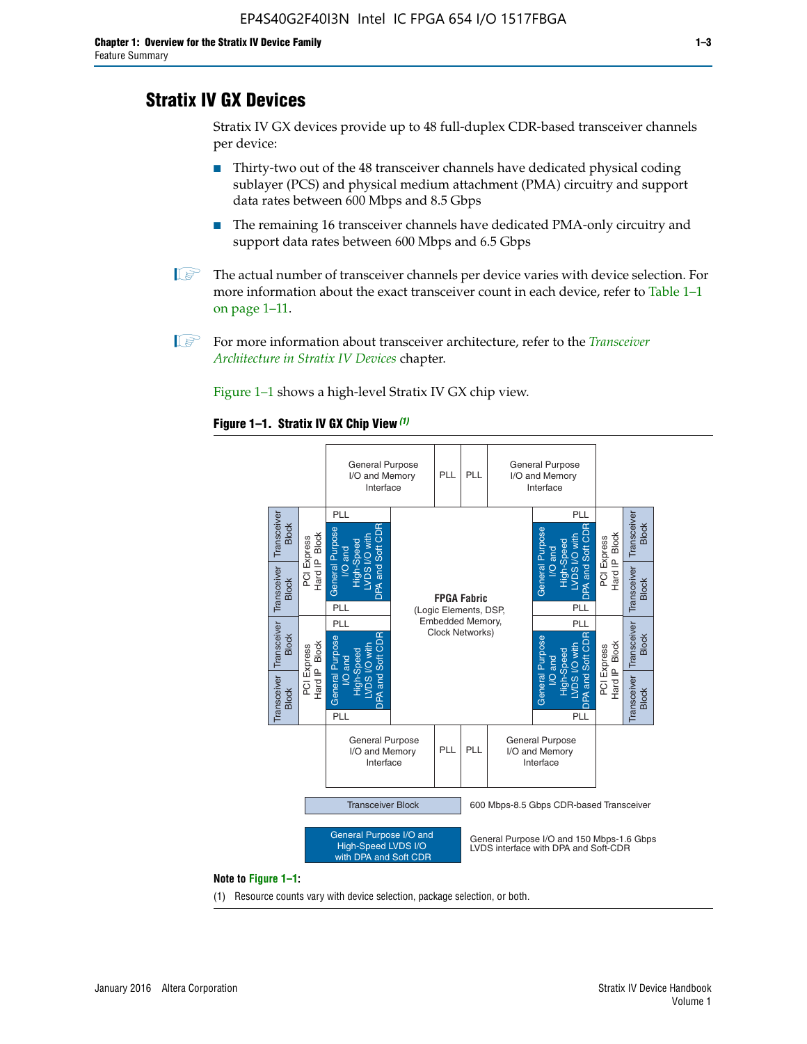## Stratix IV GX Devices

Stratix IV GX devices provide up to 48 full-duplex CDR-based transceiver channels per device:

- Thirty-two out of the 48 transceiver channels have dedicated physical coding sublayer (PCS) and physical medium attachment (PMA) circuitry and support data rates between 600 Mbps and 8.5 Gbps
- The remaining 16 transceiver channels have dedicated PMA-only circuitry and support data rates between 600 Mbps and 6.5 Gbps

The actual number of transceiver channels per device varies with device selection. For more information about the exact transceiver count in each device, refer to Table 1–1 on page 1–11.

For more information about transceiver architecture, refer to the *Transceiver Architecture in Stratix IV Devices* chapter.

Figure 1–1 shows a high-level Stratix IV GX chip view.

**Figure 1–1. Stratix IV GX Chip View** *(1)*

Transceiver Block — 600 Mbps-8.5 Gbps CDR-based Transceiver

General Purpose I/O and High-Speed LVDS I/O with DPA and Soft CDR — General Purpose I/O and 150 Mbps-1.6 Gbps LVDS interface with DPA and Soft-CDR

**Note to Figure 1–1:**

(1) Resource counts vary with device selection, package selection, or both.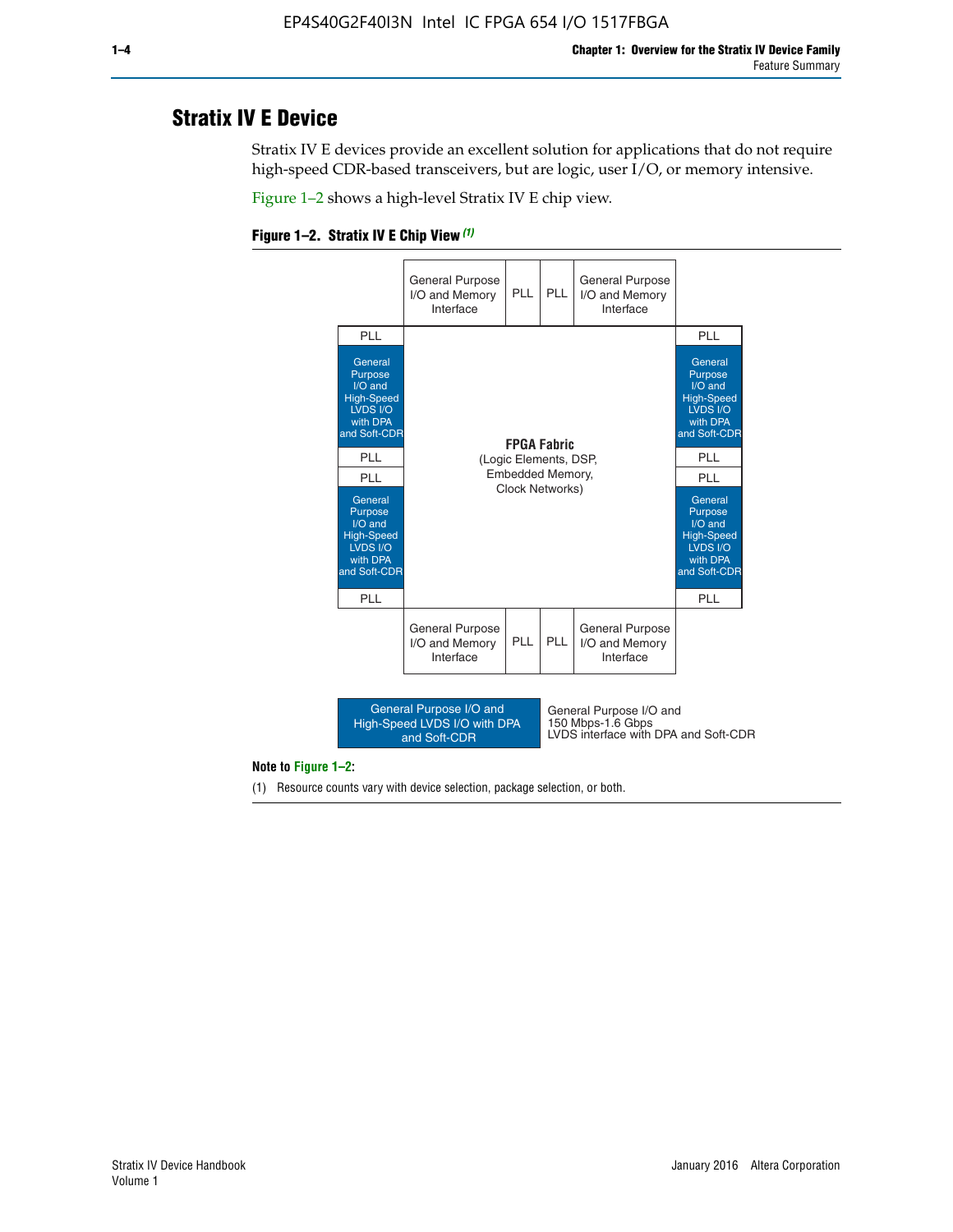## Stratix IV E Device

Stratix IV E devices provide an excellent solution for applications that do not require high-speed CDR-based transceivers, but are logic, user I/O, or memory intensive.

Figure 1–2 shows a high-level Stratix IV E chip view.

**Figure 1–2. Stratix IV E Chip View (1)**

| | General Purpose I/O and Memory Interface | PLL | PLL | General Purpose I/O and Memory Interface | |
|---|---|---|---|---|---|
| PLL | | | | | PLL |
| General Purpose I/O and High-Speed LVDS I/O with DPA and Soft-CDR | **FPGA Fabric** (Logic Elements, DSP, Embedded Memory, Clock Networks) | | | | General Purpose I/O and High-Speed LVDS I/O with DPA and Soft-CDR |
| PLL | | | | | PLL |
| PLL | | | | | PLL |
| General Purpose I/O and High-Speed LVDS I/O with DPA and Soft-CDR | | | | | General Purpose I/O and High-Speed LVDS I/O with DPA and Soft-CDR |
| PLL | | | | | PLL |
| | General Purpose I/O and Memory Interface | PLL | PLL | General Purpose I/O and Memory Interface | |

Legend: General Purpose I/O and High-Speed LVDS I/O with DPA and Soft-CDR — General Purpose I/O and 150 Mbps-1.6 Gbps LVDS interface with DPA and Soft-CDR

**Note to Figure 1–2:**

(1) Resource counts vary with device selection, package selection, or both.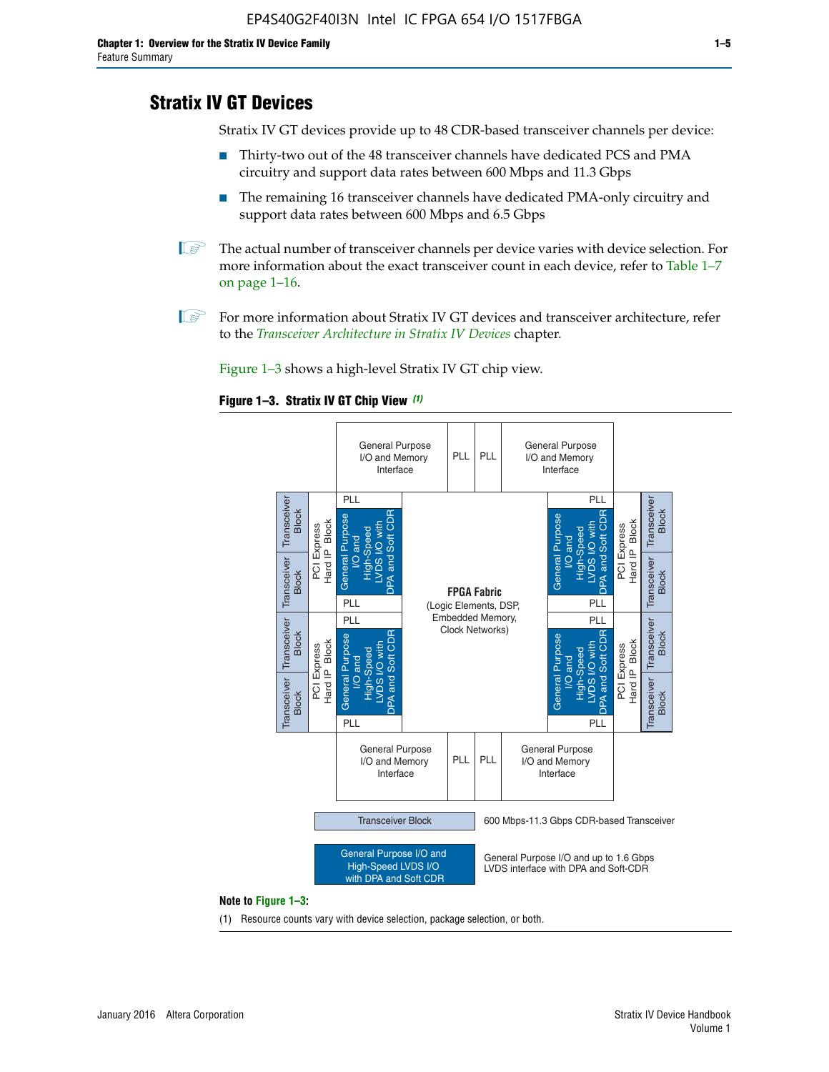## Stratix IV GT Devices

Stratix IV GT devices provide up to 48 CDR-based transceiver channels per device:

- Thirty-two out of the 48 transceiver channels have dedicated PCS and PMA circuitry and support data rates between 600 Mbps and 11.3 Gbps
- The remaining 16 transceiver channels have dedicated PMA-only circuitry and support data rates between 600 Mbps and 6.5 Gbps

The actual number of transceiver channels per device varies with device selection. For more information about the exact transceiver count in each device, refer to Table 1–7 on page 1–16.

For more information about Stratix IV GT devices and transceiver architecture, refer to the *Transceiver Architecture in Stratix IV Devices* chapter.

Figure 1–3 shows a high-level Stratix IV GT chip view.

**Figure 1–3. Stratix IV GT Chip View** *(1)*

General Purpose I/O and Memory Interface | PLL | PLL | General Purpose I/O and Memory Interface

Transceiver Block | PCI Express Hard IP Block | PLL | General Purpose I/O and High-Speed LVDS I/O with DPA and Soft CDR | PLL

**FPGA Fabric** (Logic Elements, DSP, Embedded Memory, Clock Networks)

Transceiver Block — 600 Mbps-11.3 Gbps CDR-based Transceiver

General Purpose I/O and High-Speed LVDS I/O with DPA and Soft CDR — General Purpose I/O and up to 1.6 Gbps LVDS interface with DPA and Soft-CDR

**Note to Figure 1–3:**

(1) Resource counts vary with device selection, package selection, or both.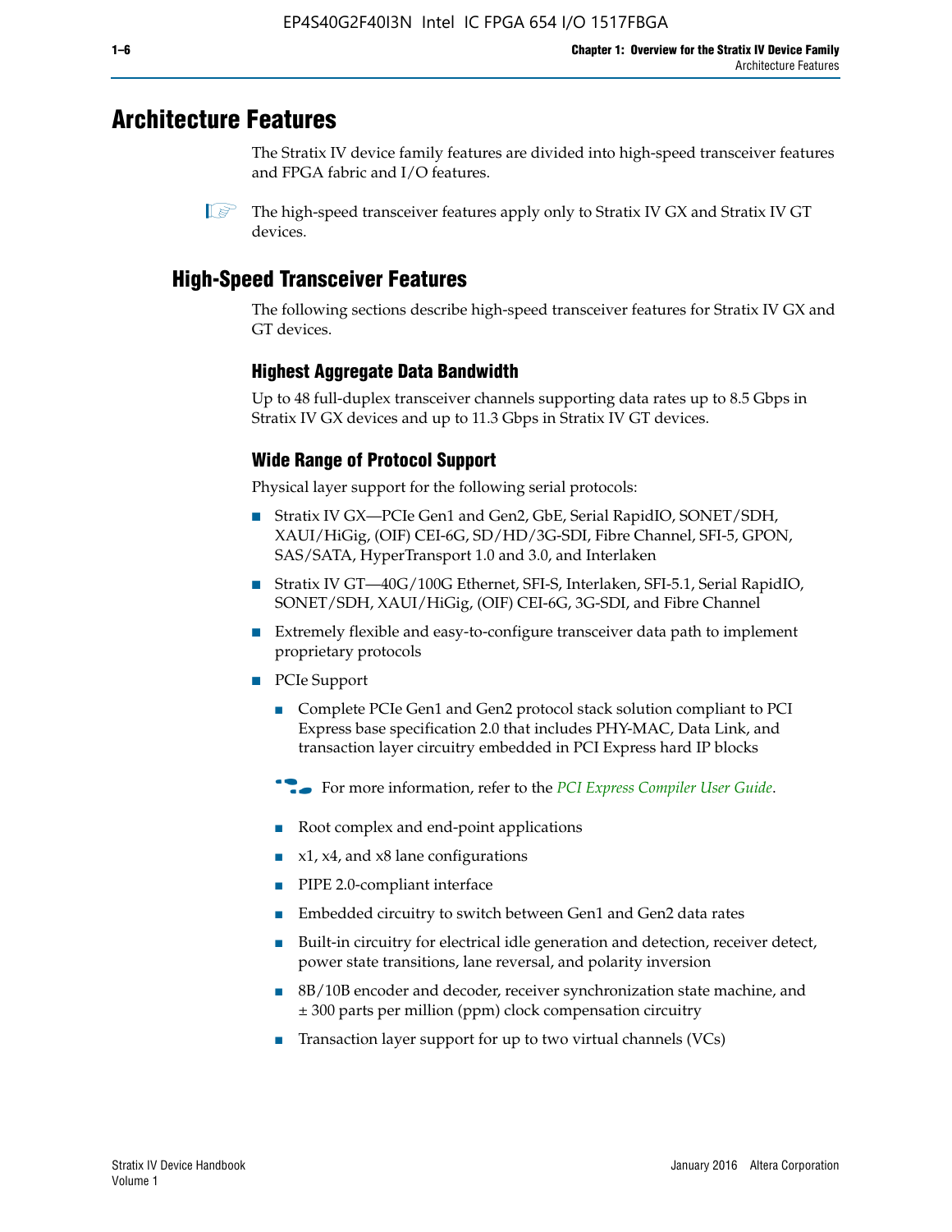# Architecture Features

The Stratix IV device family features are divided into high-speed transceiver features and FPGA fabric and I/O features.

The high-speed transceiver features apply only to Stratix IV GX and Stratix IV GT devices.

## High-Speed Transceiver Features

The following sections describe high-speed transceiver features for Stratix IV GX and GT devices.

### Highest Aggregate Data Bandwidth

Up to 48 full-duplex transceiver channels supporting data rates up to 8.5 Gbps in Stratix IV GX devices and up to 11.3 Gbps in Stratix IV GT devices.

### Wide Range of Protocol Support

Physical layer support for the following serial protocols:

- Stratix IV GX—PCIe Gen1 and Gen2, GbE, Serial RapidIO, SONET/SDH, XAUI/HiGig, (OIF) CEI-6G, SD/HD/3G-SDI, Fibre Channel, SFI-5, GPON, SAS/SATA, HyperTransport 1.0 and 3.0, and Interlaken
- Stratix IV GT—40G/100G Ethernet, SFI-S, Interlaken, SFI-5.1, Serial RapidIO, SONET/SDH, XAUI/HiGig, (OIF) CEI-6G, 3G-SDI, and Fibre Channel
- Extremely flexible and easy-to-configure transceiver data path to implement proprietary protocols
- PCIe Support
  - Complete PCIe Gen1 and Gen2 protocol stack solution compliant to PCI Express base specification 2.0 that includes PHY-MAC, Data Link, and transaction layer circuitry embedded in PCI Express hard IP blocks

  For more information, refer to the *PCI Express Compiler User Guide*.

  - Root complex and end-point applications
  - x1, x4, and x8 lane configurations
  - PIPE 2.0-compliant interface
  - Embedded circuitry to switch between Gen1 and Gen2 data rates
  - Built-in circuitry for electrical idle generation and detection, receiver detect, power state transitions, lane reversal, and polarity inversion
  - 8B/10B encoder and decoder, receiver synchronization state machine, and ± 300 parts per million (ppm) clock compensation circuitry
  - Transaction layer support for up to two virtual channels (VCs)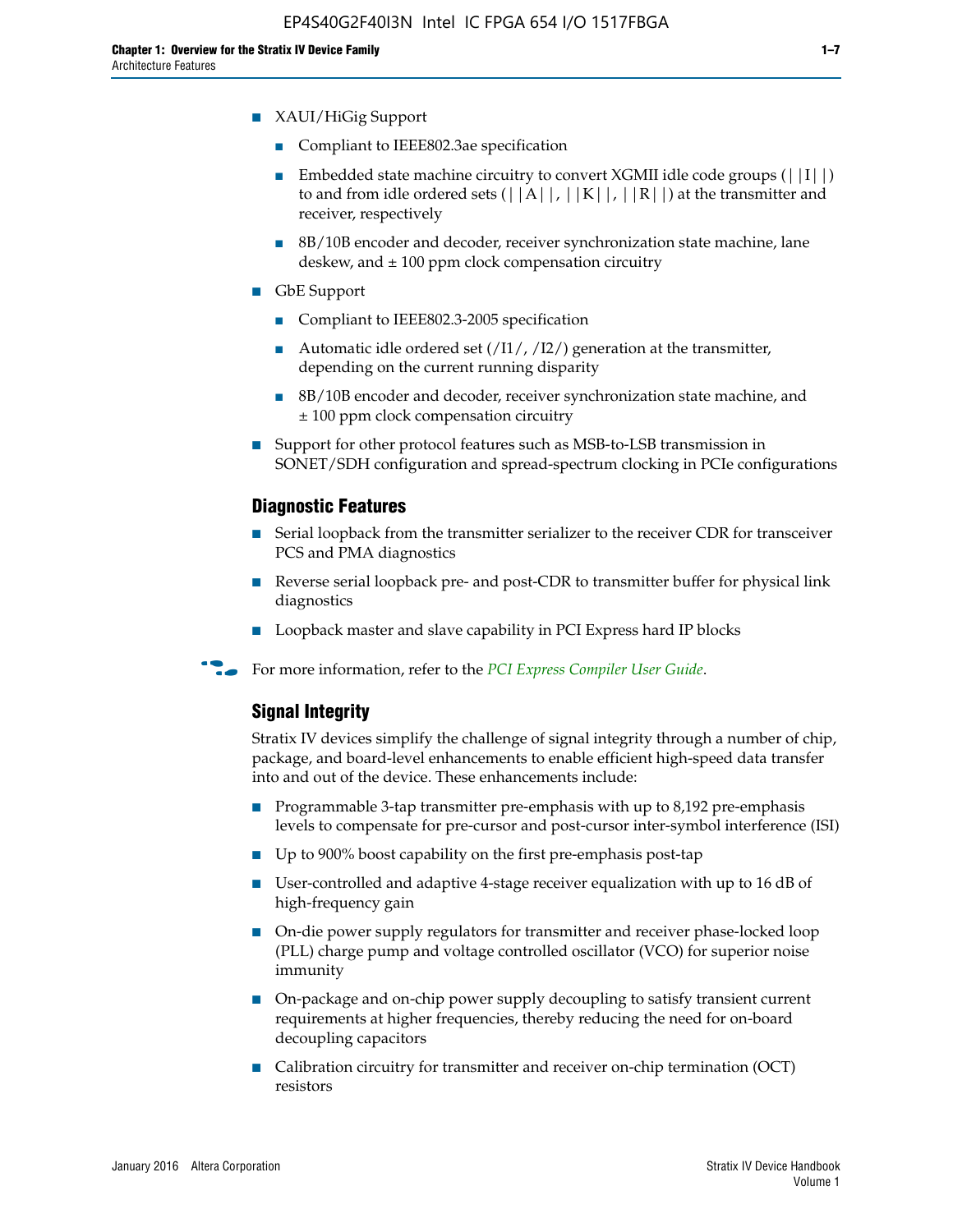- XAUI/HiGig Support
  - Compliant to IEEE802.3ae specification
  - Embedded state machine circuitry to convert XGMII idle code groups (||I||) to and from idle ordered sets (||A||, ||K||, ||R||) at the transmitter and receiver, respectively
  - 8B/10B encoder and decoder, receiver synchronization state machine, lane deskew, and ± 100 ppm clock compensation circuitry
- GbE Support
  - Compliant to IEEE802.3-2005 specification
  - Automatic idle ordered set (/I1/, /I2/) generation at the transmitter, depending on the current running disparity
  - 8B/10B encoder and decoder, receiver synchronization state machine, and ± 100 ppm clock compensation circuitry
- Support for other protocol features such as MSB-to-LSB transmission in SONET/SDH configuration and spread-spectrum clocking in PCIe configurations

### Diagnostic Features

- Serial loopback from the transmitter serializer to the receiver CDR for transceiver PCS and PMA diagnostics
- Reverse serial loopback pre- and post-CDR to transmitter buffer for physical link diagnostics
- Loopback master and slave capability in PCI Express hard IP blocks

For more information, refer to the *PCI Express Compiler User Guide*.

### Signal Integrity

Stratix IV devices simplify the challenge of signal integrity through a number of chip, package, and board-level enhancements to enable efficient high-speed data transfer into and out of the device. These enhancements include:

- Programmable 3-tap transmitter pre-emphasis with up to 8,192 pre-emphasis levels to compensate for pre-cursor and post-cursor inter-symbol interference (ISI)
- Up to 900% boost capability on the first pre-emphasis post-tap
- User-controlled and adaptive 4-stage receiver equalization with up to 16 dB of high-frequency gain
- On-die power supply regulators for transmitter and receiver phase-locked loop (PLL) charge pump and voltage controlled oscillator (VCO) for superior noise immunity
- On-package and on-chip power supply decoupling to satisfy transient current requirements at higher frequencies, thereby reducing the need for on-board decoupling capacitors
- Calibration circuitry for transmitter and receiver on-chip termination (OCT) resistors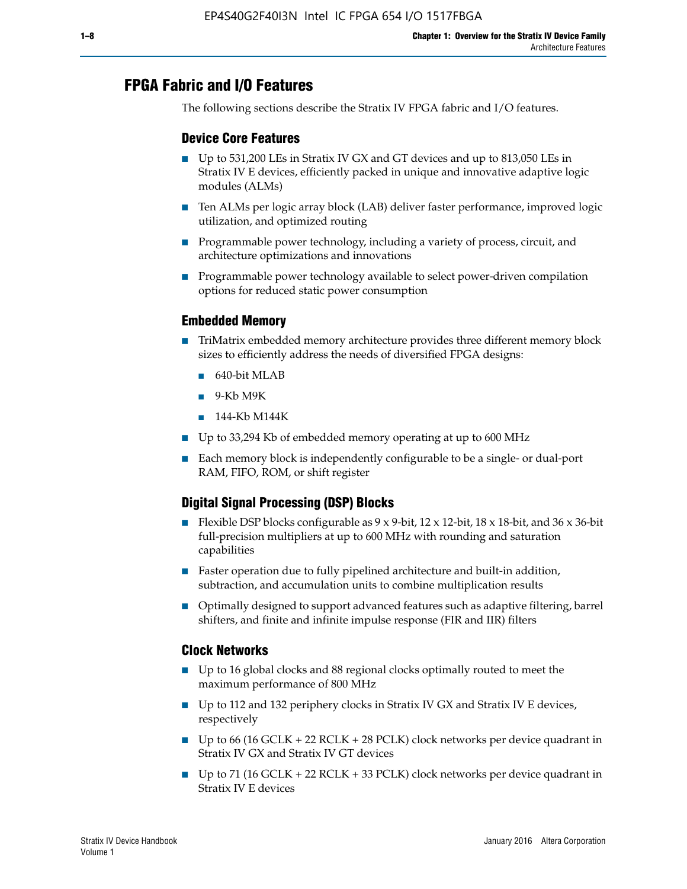## FPGA Fabric and I/O Features

The following sections describe the Stratix IV FPGA fabric and I/O features.

### Device Core Features

- Up to 531,200 LEs in Stratix IV GX and GT devices and up to 813,050 LEs in Stratix IV E devices, efficiently packed in unique and innovative adaptive logic modules (ALMs)
- Ten ALMs per logic array block (LAB) deliver faster performance, improved logic utilization, and optimized routing
- Programmable power technology, including a variety of process, circuit, and architecture optimizations and innovations
- Programmable power technology available to select power-driven compilation options for reduced static power consumption

### Embedded Memory

- TriMatrix embedded memory architecture provides three different memory block sizes to efficiently address the needs of diversified FPGA designs:
  - 640-bit MLAB
  - 9-Kb M9K
  - 144-Kb M144K
- Up to 33,294 Kb of embedded memory operating at up to 600 MHz
- Each memory block is independently configurable to be a single- or dual-port RAM, FIFO, ROM, or shift register

### Digital Signal Processing (DSP) Blocks

- Flexible DSP blocks configurable as 9 x 9-bit, 12 x 12-bit, 18 x 18-bit, and 36 x 36-bit full-precision multipliers at up to 600 MHz with rounding and saturation capabilities
- Faster operation due to fully pipelined architecture and built-in addition, subtraction, and accumulation units to combine multiplication results
- Optimally designed to support advanced features such as adaptive filtering, barrel shifters, and finite and infinite impulse response (FIR and IIR) filters

### Clock Networks

- Up to 16 global clocks and 88 regional clocks optimally routed to meet the maximum performance of 800 MHz
- Up to 112 and 132 periphery clocks in Stratix IV GX and Stratix IV E devices, respectively
- Up to 66 (16 GCLK + 22 RCLK + 28 PCLK) clock networks per device quadrant in Stratix IV GX and Stratix IV GT devices
- Up to 71 (16 GCLK + 22 RCLK + 33 PCLK) clock networks per device quadrant in Stratix IV E devices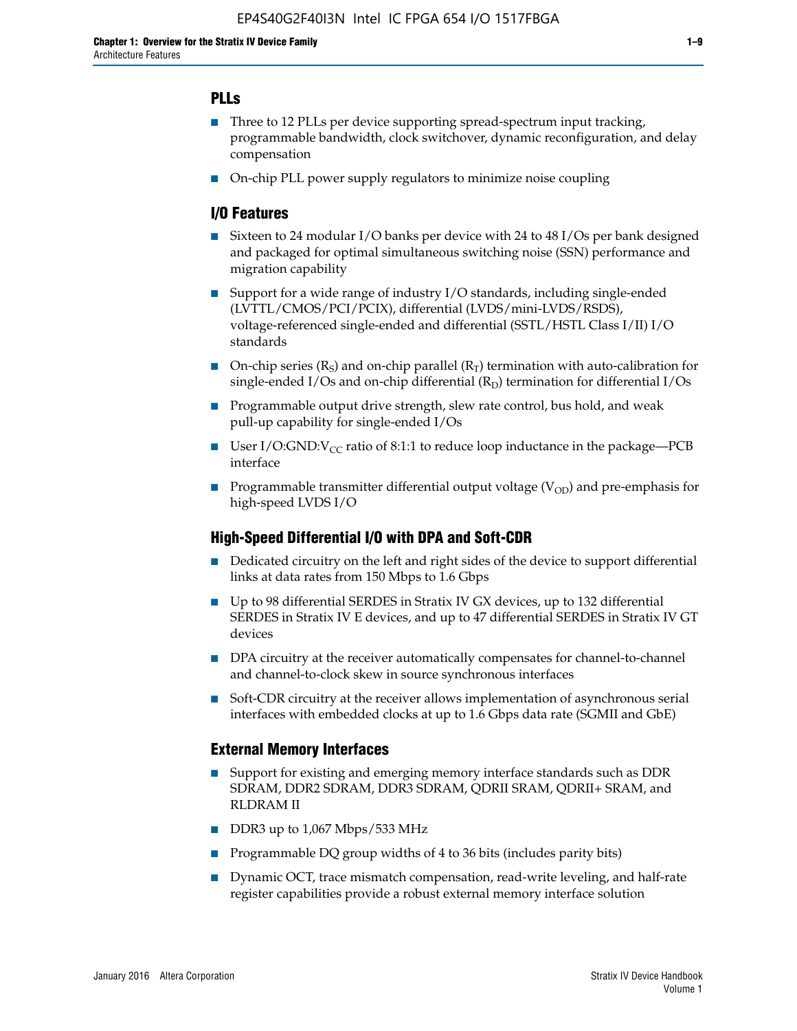### PLLs

- Three to 12 PLLs per device supporting spread-spectrum input tracking, programmable bandwidth, clock switchover, dynamic reconfiguration, and delay compensation
- On-chip PLL power supply regulators to minimize noise coupling

### I/O Features

- Sixteen to 24 modular I/O banks per device with 24 to 48 I/Os per bank designed and packaged for optimal simultaneous switching noise (SSN) performance and migration capability
- Support for a wide range of industry I/O standards, including single-ended (LVTTL/CMOS/PCI/PCIX), differential (LVDS/mini-LVDS/RSDS), voltage-referenced single-ended and differential (SSTL/HSTL Class I/II) I/O standards
- On-chip series ($R_S$) and on-chip parallel ($R_T$) termination with auto-calibration for single-ended I/Os and on-chip differential ($R_D$) termination for differential I/Os
- Programmable output drive strength, slew rate control, bus hold, and weak pull-up capability for single-ended I/Os
- User I/O:GND:$V_{CC}$ ratio of 8:1:1 to reduce loop inductance in the package—PCB interface
- Programmable transmitter differential output voltage ($V_{OD}$) and pre-emphasis for high-speed LVDS I/O

### High-Speed Differential I/O with DPA and Soft-CDR

- Dedicated circuitry on the left and right sides of the device to support differential links at data rates from 150 Mbps to 1.6 Gbps
- Up to 98 differential SERDES in Stratix IV GX devices, up to 132 differential SERDES in Stratix IV E devices, and up to 47 differential SERDES in Stratix IV GT devices
- DPA circuitry at the receiver automatically compensates for channel-to-channel and channel-to-clock skew in source synchronous interfaces
- Soft-CDR circuitry at the receiver allows implementation of asynchronous serial interfaces with embedded clocks at up to 1.6 Gbps data rate (SGMII and GbE)

### External Memory Interfaces

- Support for existing and emerging memory interface standards such as DDR SDRAM, DDR2 SDRAM, DDR3 SDRAM, QDRII SRAM, QDRII+ SRAM, and RLDRAM II
- DDR3 up to 1,067 Mbps/533 MHz
- Programmable DQ group widths of 4 to 36 bits (includes parity bits)
- Dynamic OCT, trace mismatch compensation, read-write leveling, and half-rate register capabilities provide a robust external memory interface solution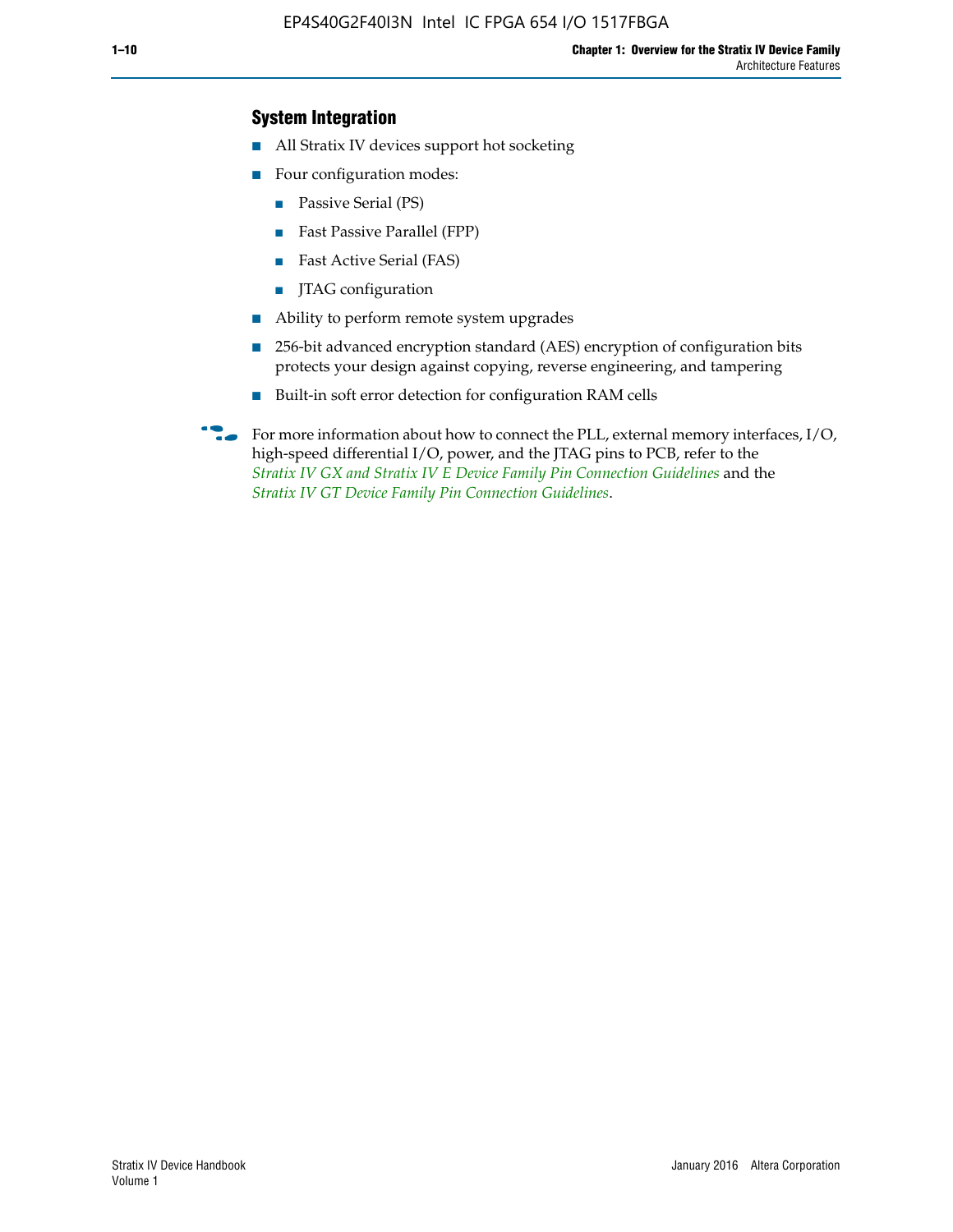## System Integration

- All Stratix IV devices support hot socketing
- Four configuration modes:
  - Passive Serial (PS)
  - Fast Passive Parallel (FPP)
  - Fast Active Serial (FAS)
  - JTAG configuration
- Ability to perform remote system upgrades
- 256-bit advanced encryption standard (AES) encryption of configuration bits protects your design against copying, reverse engineering, and tampering
- Built-in soft error detection for configuration RAM cells

For more information about how to connect the PLL, external memory interfaces, I/O, high-speed differential I/O, power, and the JTAG pins to PCB, refer to the *Stratix IV GX and Stratix IV E Device Family Pin Connection Guidelines* and the *Stratix IV GT Device Family Pin Connection Guidelines*.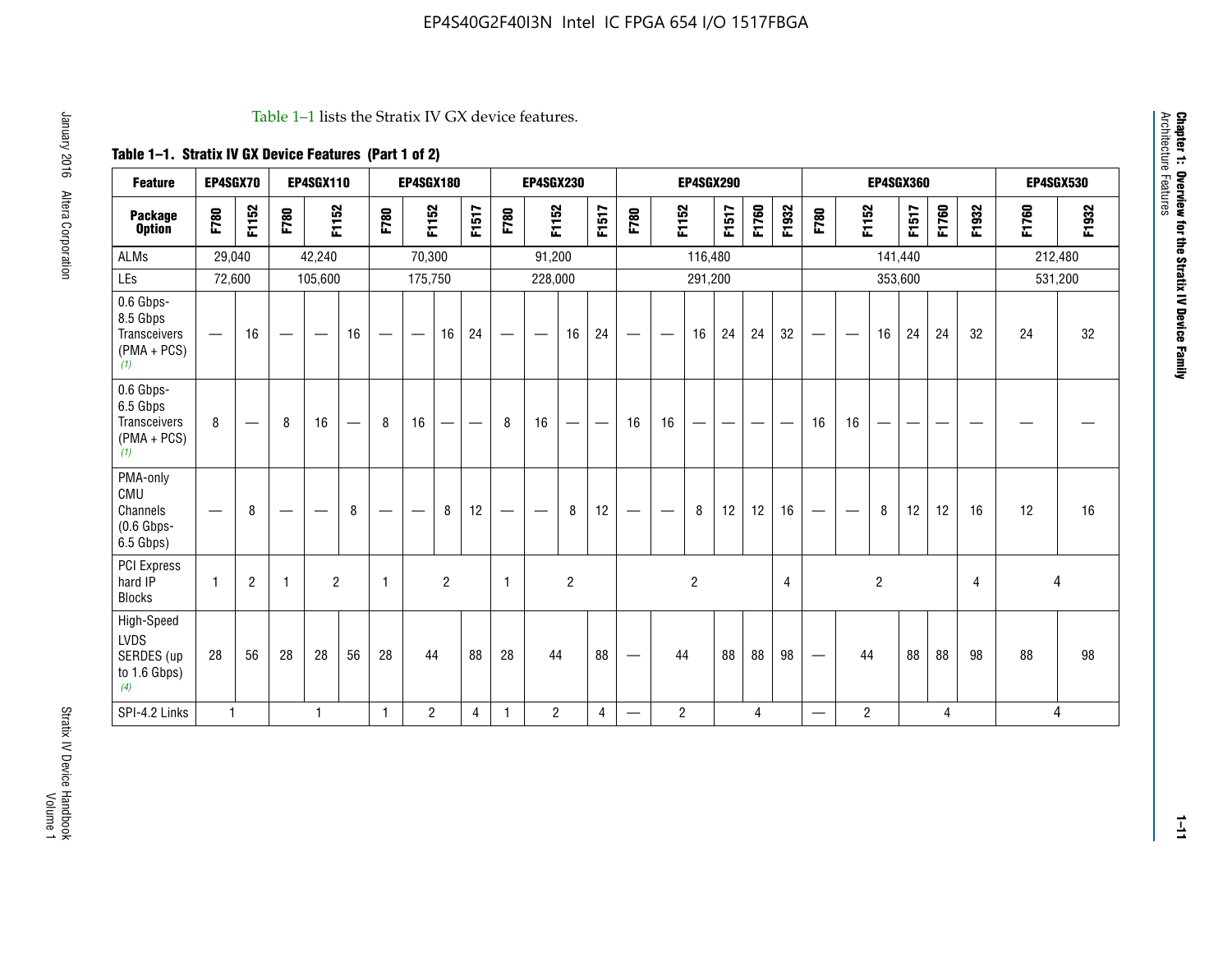Table 1–1 lists the Stratix IV GX device features.

**Table 1–1. Stratix IV GX Device Features (Part 1 of 2)**

| Feature | EP4SGX70 | | EP4SGX110 | | | EP4SGX180 | | | | EP4SGX230 | | | | EP4SGX290 | | | | | | | EP4SGX360 | | | | | | | EP4SGX530 | |
|---|---|---|---|---|---|---|---|---|---|---|---|---|---|---|---|---|---|---|---|---|---|---|---|---|---|---|---|---|---|
| **Package Option** | F780 | F1152 | F780 | F1152 | | F780 | F1152 | | F1517 | F780 | F1152 | | F1517 | F780 | F1152 | | F1517 | F1760 | F1932 | | F780 | F1152 | | F1517 | F1760 | F1932 | | F1760 | F1932 |
| ALMs | 29,040 | | 42,240 | | | 70,300 | | | | 91,200 | | | | 116,480 | | | | | | | 141,440 | | | | | | | 212,480 | |
| LEs | 72,600 | | 105,600 | | | 175,750 | | | | 228,000 | | | | 291,200 | | | | | | | 353,600 | | | | | | | 531,200 | |
| 0.6 Gbps-8.5 Gbps Transceivers (PMA + PCS) (1) | — | 16 | — | — | 16 | — | — | 16 | 24 | — | — | 16 | 24 | — | — | 16 | 24 | 24 | 32 | | — | — | 16 | 24 | 24 | 32 | | 24 | 32 |
| 0.6 Gbps-6.5 Gbps Transceivers (PMA + PCS) (1) | 8 | — | 8 | 16 | — | 8 | 16 | — | — | 8 | 16 | — | — | 16 | 16 | — | — | — | — | | 16 | 16 | — | — | — | — | | — | — |
| PMA-only CMU Channels (0.6 Gbps-6.5 Gbps) | — | 8 | — | — | 8 | — | — | 8 | 12 | — | — | 8 | 12 | — | — | 8 | 12 | 12 | 16 | | — | — | 8 | 12 | 12 | 16 | | 12 | 16 |
| PCI Express hard IP Blocks | 1 | 2 | 1 | 2 | | 1 | 2 | | | 1 | 2 | | | 2 | | | | | 4 | | 2 | | | | | 4 | | 4 | |
| High-Speed LVDS SERDES (up to 1.6 Gbps) (4) | 28 | 56 | 28 | 28 | 56 | 28 | 44 | | 88 | 28 | 44 | | 88 | — | 44 | | 88 | 88 | 98 | | — | 44 | | 88 | 88 | 98 | | 88 | 98 |
| SPI-4.2 Links | 1 | | 1 | | | 1 | 2 | | 4 | 1 | 2 | | 4 | — | 2 | | 4 | | | | — | 2 | | 4 | | | | 4 | |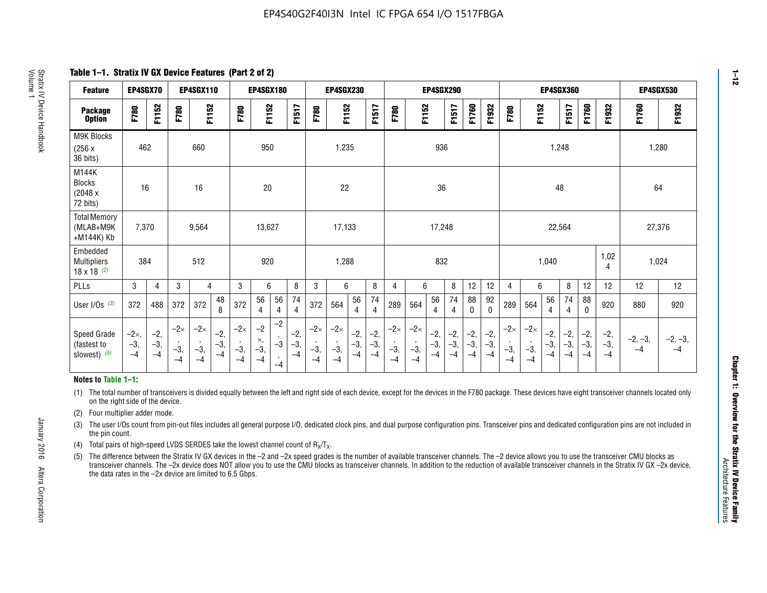## Table 1–1. Stratix IV GX Device Features (Part 2 of 2)

| Feature | EP4SGX70 | | EP4SGX110 | | | EP4SGX180 | | | | EP4SGX230 | | | | EP4SGX290 | | | | | | EP4SGX360 | | | | | | EP4SGX530 | |
|---|---|---|---|---|---|---|---|---|---|---|---|---|---|---|---|---|---|---|---|---|---|---|---|---|---|---|---|
| Package Option | F780 | F1152 | F780 | F1152 | | F780 | F1152 | | F1517 | F780 | F1152 | | F1517 | F780 | F1152 | | F1517 | F1760 | F1932 | F780 | F1152 | | F1517 | F1760 | F1932 | F1760 | F1932 |
| M9K Blocks (256 x 36 bits) | 462 | | 660 | | | 950 | | | | 1,235 | | | | 936 | | | | | | 1,248 | | | | | | 1,280 | |
| M144K Blocks (2048 x 72 bits) | 16 | | 16 | | | 20 | | | | 22 | | | | 36 | | | | | | 48 | | | | | | 64 | |
| Total Memory (MLAB+M9K +M144K) Kb | 7,370 | | 9,564 | | | 13,627 | | | | 17,133 | | | | 17,248 | | | | | | 22,564 | | | | | | 27,376 | |
| Embedded Multipliers 18 x 18 (2) | 384 | | 512 | | | 920 | | | | 1,288 | | | | 832 | | | | | | 1,040 | | | | | 1,024 | 1,024 | |
| PLLs | 3 | 4 | 3 | 4 | | 3 | 6 | | 8 | 3 | 6 | | 8 | 4 | 6 | | 8 | 12 | 12 | 4 | 6 | | 8 | 12 | 12 | 12 | 12 |
| User I/Os (3) | 372 | 488 | 372 | 372 | 488 | 372 | 564 | 564 | 744 | 372 | 564 | 564 | 744 | 289 | 564 | 564 | 744 | 880 | 920 | 289 | 564 | 564 | 744 | 880 | 920 | 880 | 920 |
| Speed Grade (fastest to slowest) (5) | –2×, –3, –4 | –2, –3, –4 | –2×, –3, –4 | –2×, –3, –4 | –2, –3, –4 | –2×, –3, –4 | –2×, –3, –4 | –2, –3, –4 | –2, –3, –4 | –2×, –3, –4 | –2×, –3, –4 | –2, –3, –4 | –2, –3, –4 | –2×, –3, –4 | –2×, –3, –4 | –2, –3, –4 | –2, –3, –4 | –2, –3, –4 | –2, –3, –4 | –2×, –3, –4 | –2×, –3, –4 | –2, –3, –4 | –2, –3, –4 | –2, –3, –4 | –2, –3, –4 | –2, –3, –4 | –2, –3, –4 |

**Notes to Table 1–1:**

(1) The total number of transceivers is divided equally between the left and right side of each device, except for the devices in the F780 package. These devices have eight transceiver channels located only on the right side of the device.

(2) Four multiplier adder mode.

(3) The user I/Os count from pin-out files includes all general purpose I/O, dedicated clock pins, and dual purpose configuration pins. Transceiver pins and dedicated configuration pins are not included in the pin count.

(4) Total pairs of high-speed LVDS SERDES take the lowest channel count of $R_X/T_X$.

(5) The difference between the Stratix IV GX devices in the –2 and –2x speed grades is the number of available transceiver channels. The –2 device allows you to use the transceiver CMU blocks as transceiver channels. The –2x device does NOT allow you to use the CMU blocks as transceiver channels. In addition to the reduction of available transceiver channels in the Stratix IV GX –2x device, the data rates in the –2x device are limited to 6.5 Gbps.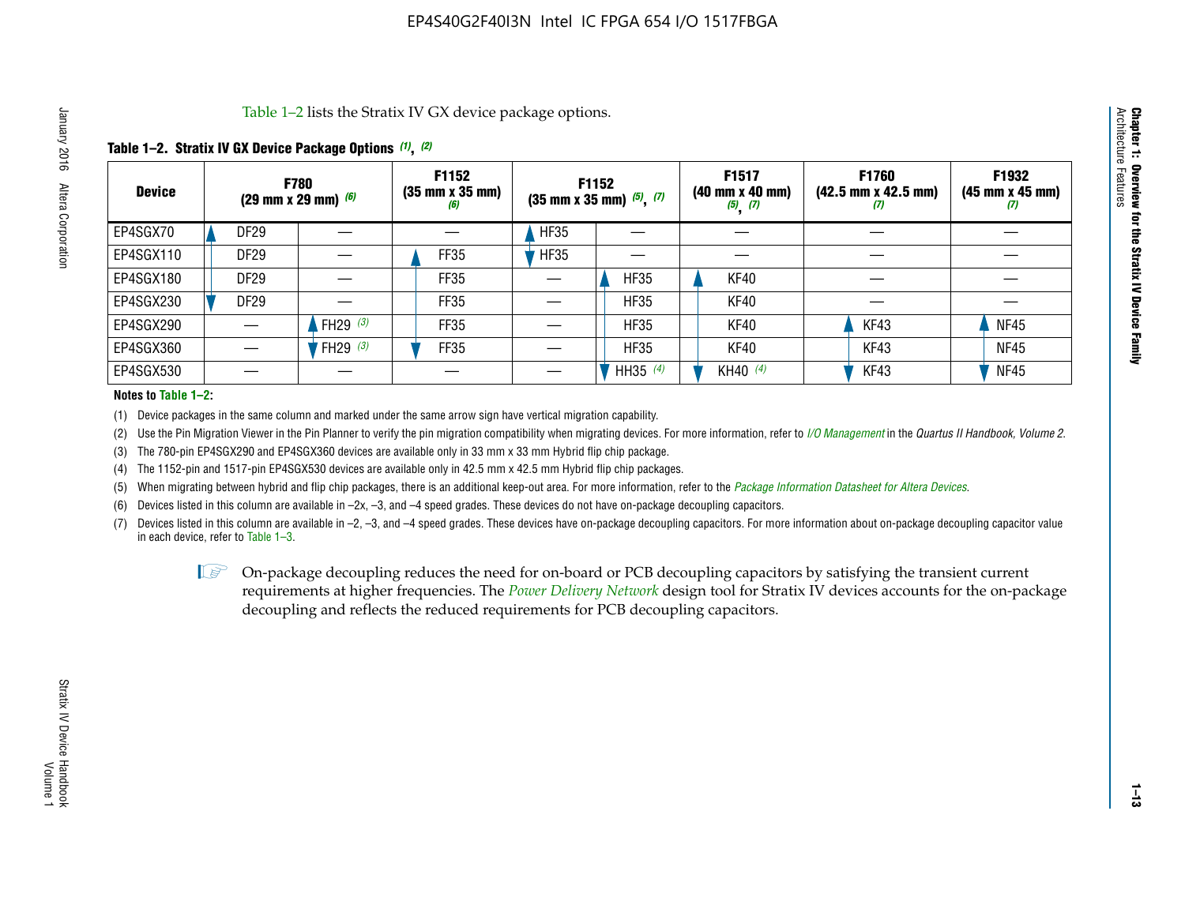Table 1–2 lists the Stratix IV GX device package options.

**Table 1–2. Stratix IV GX Device Package Options (1), (2)**

| Device | F780 (29 mm x 29 mm) (6) | | F1152 (35 mm x 35 mm) (6) | F1152 (35 mm x 35 mm) (5), (7) | | F1517 (40 mm x 40 mm) (5), (7) | F1760 (42.5 mm x 42.5 mm) (7) | F1932 (45 mm x 45 mm) (7) |
|---|---|---|---|---|---|---|---|---|
| EP4SGX70 | DF29 | — | — | HF35 | — | — | — | — |
| EP4SGX110 | DF29 | — | FF35 | HF35 | — | — | — | — |
| EP4SGX180 | DF29 | — | FF35 | — | HF35 | KF40 | — | — |
| EP4SGX230 | DF29 | — | FF35 | — | HF35 | KF40 | — | — |
| EP4SGX290 | — | FH29 (3) | FF35 | — | HF35 | KF40 | KF43 | NF45 |
| EP4SGX360 | — | FH29 (3) | FF35 | — | HF35 | KF40 | KF43 | NF45 |
| EP4SGX530 | — | — | — | — | HH35 (4) | KH40 (4) | KF43 | NF45 |

**Notes to Table 1–2:**

(1) Device packages in the same column and marked under the same arrow sign have vertical migration capability.

(2) Use the Pin Migration Viewer in the Pin Planner to verify the pin migration compatibility when migrating devices. For more information, refer to *I/O Management* in the *Quartus II Handbook, Volume 2*.

(3) The 780-pin EP4SGX290 and EP4SGX360 devices are available only in 33 mm x 33 mm Hybrid flip chip package.

(4) The 1152-pin and 1517-pin EP4SGX530 devices are available only in 42.5 mm x 42.5 mm Hybrid flip chip packages.

(5) When migrating between hybrid and flip chip packages, there is an additional keep-out area. For more information, refer to the *Package Information Datasheet for Altera Devices*.

(6) Devices listed in this column are available in –2x, –3, and –4 speed grades. These devices do not have on-package decoupling capacitors.

(7) Devices listed in this column are available in –2, –3, and –4 speed grades. These devices have on-package decoupling capacitors. For more information about on-package decoupling capacitor value in each device, refer to Table 1–3.

On-package decoupling reduces the need for on-board or PCB decoupling capacitors by satisfying the transient current requirements at higher frequencies. The *Power Delivery Network* design tool for Stratix IV devices accounts for the on-package decoupling and reflects the reduced requirements for PCB decoupling capacitors.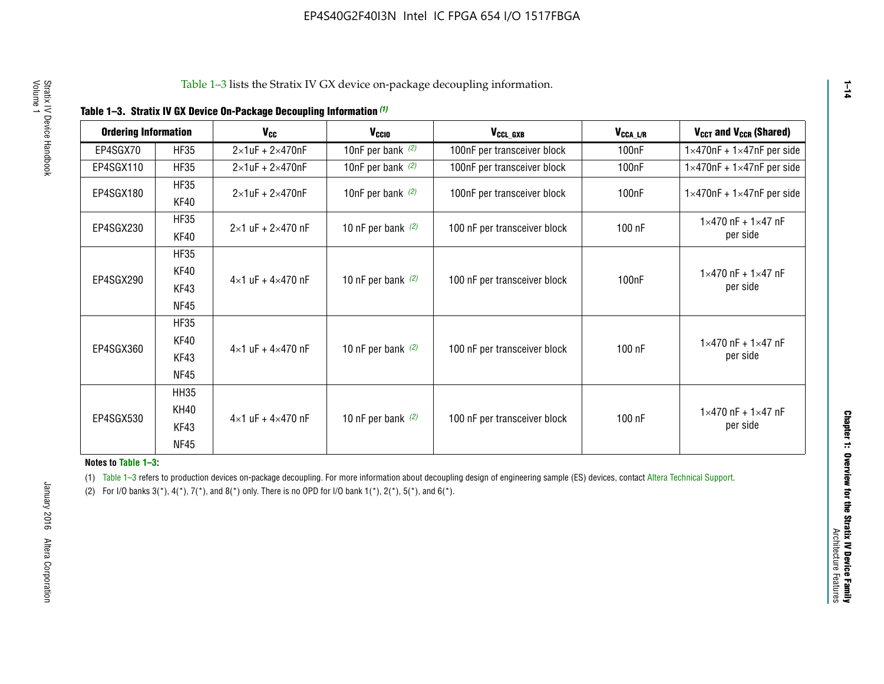Table 1–3 lists the Stratix IV GX device on-package decoupling information.

**Table 1–3. Stratix IV GX Device On-Package Decoupling Information (1)**

| Ordering Information | | $V_{CC}$ | $V_{CCIO}$ | $V_{CCL\_GXB}$ | $V_{CCA\_L/R}$ | $V_{CCT}$ and $V_{CCR}$ (Shared) |
|---|---|---|---|---|---|---|
| EP4SGX70 | HF35 | 2×1uF + 2×470nF | 10nF per bank (2) | 100nF per transceiver block | 100nF | 1×470nF + 1×47nF per side |
| EP4SGX110 | HF35 | 2×1uF + 2×470nF | 10nF per bank (2) | 100nF per transceiver block | 100nF | 1×470nF + 1×47nF per side |
| EP4SGX180 | HF35, KF40 | 2×1uF + 2×470nF | 10nF per bank (2) | 100nF per transceiver block | 100nF | 1×470nF + 1×47nF per side |
| EP4SGX230 | HF35, KF40 | 2×1 uF + 2×470 nF | 10 nF per bank (2) | 100 nF per transceiver block | 100 nF | 1×470 nF + 1×47 nF per side |
| EP4SGX290 | HF35, KF40, KF43, NF45 | 4×1 uF + 4×470 nF | 10 nF per bank (2) | 100 nF per transceiver block | 100nF | 1×470 nF + 1×47 nF per side |
| EP4SGX360 | HF35, KF40, KF43, NF45 | 4×1 uF + 4×470 nF | 10 nF per bank (2) | 100 nF per transceiver block | 100 nF | 1×470 nF + 1×47 nF per side |
| EP4SGX530 | HH35, KH40, KF43, NF45 | 4×1 uF + 4×470 nF | 10 nF per bank (2) | 100 nF per transceiver block | 100 nF | 1×470 nF + 1×47 nF per side |

**Notes to Table 1–3:**

(1) Table 1–3 refers to production devices on-package decoupling. For more information about decoupling design of engineering sample (ES) devices, contact Altera Technical Support.

(2) For I/O banks 3(*), 4(*), 7(*), and 8(*) only. There is no OPD for I/O bank 1(*), 2(*), 5(*), and 6(*).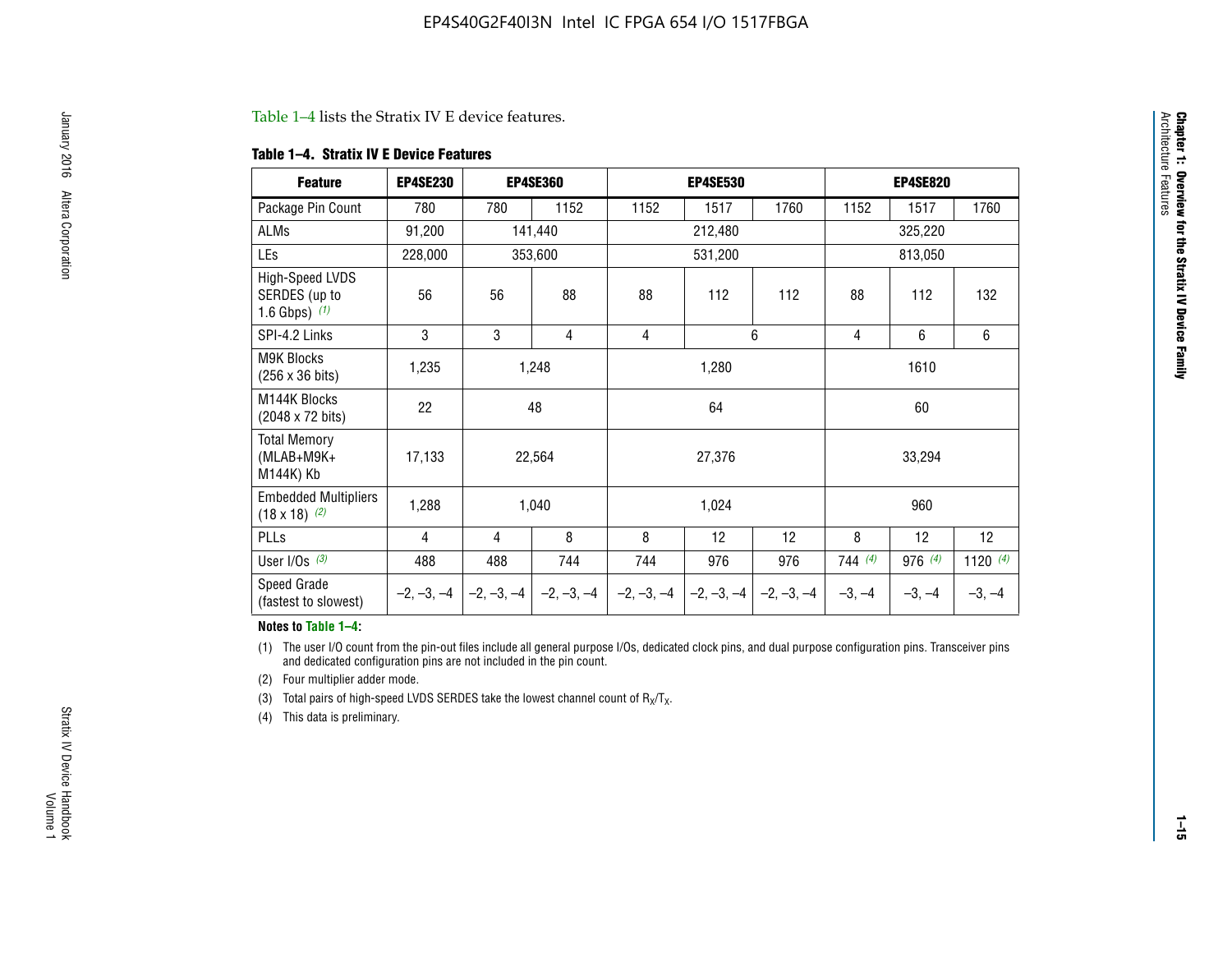Table 1–4 lists the Stratix IV E device features.

**Table 1–4. Stratix IV E Device Features**

| Feature | EP4SE230 | EP4SE360 | | EP4SE530 | | | EP4SE820 | | |
|---|---|---|---|---|---|---|---|---|---|
| Package Pin Count | 780 | 780 | 1152 | 1152 | 1517 | 1760 | 1152 | 1517 | 1760 |
| ALMs | 91,200 | 141,440 | | 212,480 | | | 325,220 | | |
| LEs | 228,000 | 353,600 | | 531,200 | | | 813,050 | | |
| High-Speed LVDS SERDES (up to 1.6 Gbps) *(1)* | 56 | 56 | 88 | 88 | 112 | 112 | 88 | 112 | 132 |
| SPI-4.2 Links | 3 | 3 | 4 | 4 | 6 | | 4 | 6 | 6 |
| M9K Blocks (256 x 36 bits) | 1,235 | 1,248 | | 1,280 | | | 1610 | | |
| M144K Blocks (2048 x 72 bits) | 22 | 48 | | 64 | | | 60 | | |
| Total Memory (MLAB+M9K+ M144K) Kb | 17,133 | 22,564 | | 27,376 | | | 33,294 | | |
| Embedded Multipliers (18 x 18) *(2)* | 1,288 | 1,040 | | 1,024 | | | 960 | | |
| PLLs | 4 | 4 | 8 | 8 | 12 | 12 | 8 | 12 | 12 |
| User I/Os *(3)* | 488 | 488 | 744 | 744 | 976 | 976 | 744 *(4)* | 976 *(4)* | 1120 *(4)* |
| Speed Grade (fastest to slowest) | –2, –3, –4 | –2, –3, –4 | –2, –3, –4 | –2, –3, –4 | –2, –3, –4 | –2, –3, –4 | –3, –4 | –3, –4 | –3, –4 |

**Notes to Table 1–4:**

(1) The user I/O count from the pin-out files include all general purpose I/Os, dedicated clock pins, and dual purpose configuration pins. Transceiver pins and dedicated configuration pins are not included in the pin count.

(2) Four multiplier adder mode.

(3) Total pairs of high-speed LVDS SERDES take the lowest channel count of $R_X/T_X$.

(4) This data is preliminary.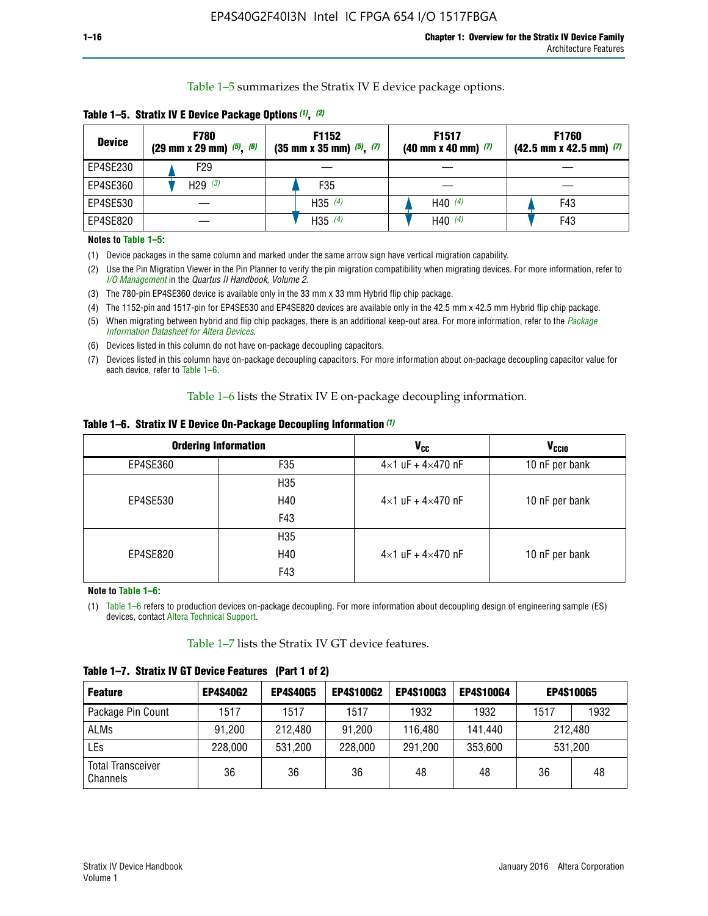Table 1–5 summarizes the Stratix IV E device package options.

**Table 1–5. Stratix IV E Device Package Options (1), (2)**

| Device | F780 (29 mm x 29 mm) (5), (6) | F1152 (35 mm x 35 mm) (5), (7) | F1517 (40 mm x 40 mm) (7) | F1760 (42.5 mm x 42.5 mm) (7) |
|---|---|---|---|---|
| EP4SE230 | F29 | — | — | — |
| EP4SE360 | H29 (3) | F35 | — | — |
| EP4SE530 | — | H35 (4) | H40 (4) | F43 |
| EP4SE820 | — | H35 (4) | H40 (4) | F43 |

**Notes to Table 1–5:**

(1) Device packages in the same column and marked under the same arrow sign have vertical migration capability.

(2) Use the Pin Migration Viewer in the Pin Planner to verify the pin migration compatibility when migrating devices. For more information, refer to *I/O Management* in the *Quartus II Handbook, Volume 2*.

(3) The 780-pin EP4SE360 device is available only in the 33 mm x 33 mm Hybrid flip chip package.

(4) The 1152-pin and 1517-pin for EP4SE530 and EP4SE820 devices are available only in the 42.5 mm x 42.5 mm Hybrid flip chip package.

(5) When migrating between hybrid and flip chip packages, there is an additional keep-out area. For more information, refer to the *Package Information Datasheet for Altera Devices*.

(6) Devices listed in this column do not have on-package decoupling capacitors.

(7) Devices listed in this column have on-package decoupling capacitors. For more information about on-package decoupling capacitor value for each device, refer to Table 1–6.

Table 1–6 lists the Stratix IV E on-package decoupling information.

**Table 1–6. Stratix IV E Device On-Package Decoupling Information (1)**

| Ordering Information | | $V_{CC}$ | $V_{CCIO}$ |
|---|---|---|---|
| EP4SE360 | F35 | 4×1 uF + 4×470 nF | 10 nF per bank |
| EP4SE530 | H35 | 4×1 uF + 4×470 nF | 10 nF per bank |
| | H40 | | |
| | F43 | | |
| EP4SE820 | H35 | 4×1 uF + 4×470 nF | 10 nF per bank |
| | H40 | | |
| | F43 | | |

**Note to Table 1–6:**

(1) Table 1–6 refers to production devices on-package decoupling. For more information about decoupling design of engineering sample (ES) devices, contact Altera Technical Support.

Table 1–7 lists the Stratix IV GT device features.

**Table 1–7. Stratix IV GT Device Features (Part 1 of 2)**

| Feature | EP4S40G2 | EP4S40G5 | EP4S100G2 | EP4S100G3 | EP4S100G4 | EP4S100G5 | |
|---|---|---|---|---|---|---|---|
| Package Pin Count | 1517 | 1517 | 1517 | 1932 | 1932 | 1517 | 1932 |
| ALMs | 91,200 | 212,480 | 91,200 | 116,480 | 141,440 | 212,480 | |
| LEs | 228,000 | 531,200 | 228,000 | 291,200 | 353,600 | 531,200 | |
| Total Transceiver Channels | 36 | 36 | 36 | 48 | 48 | 36 | 48 |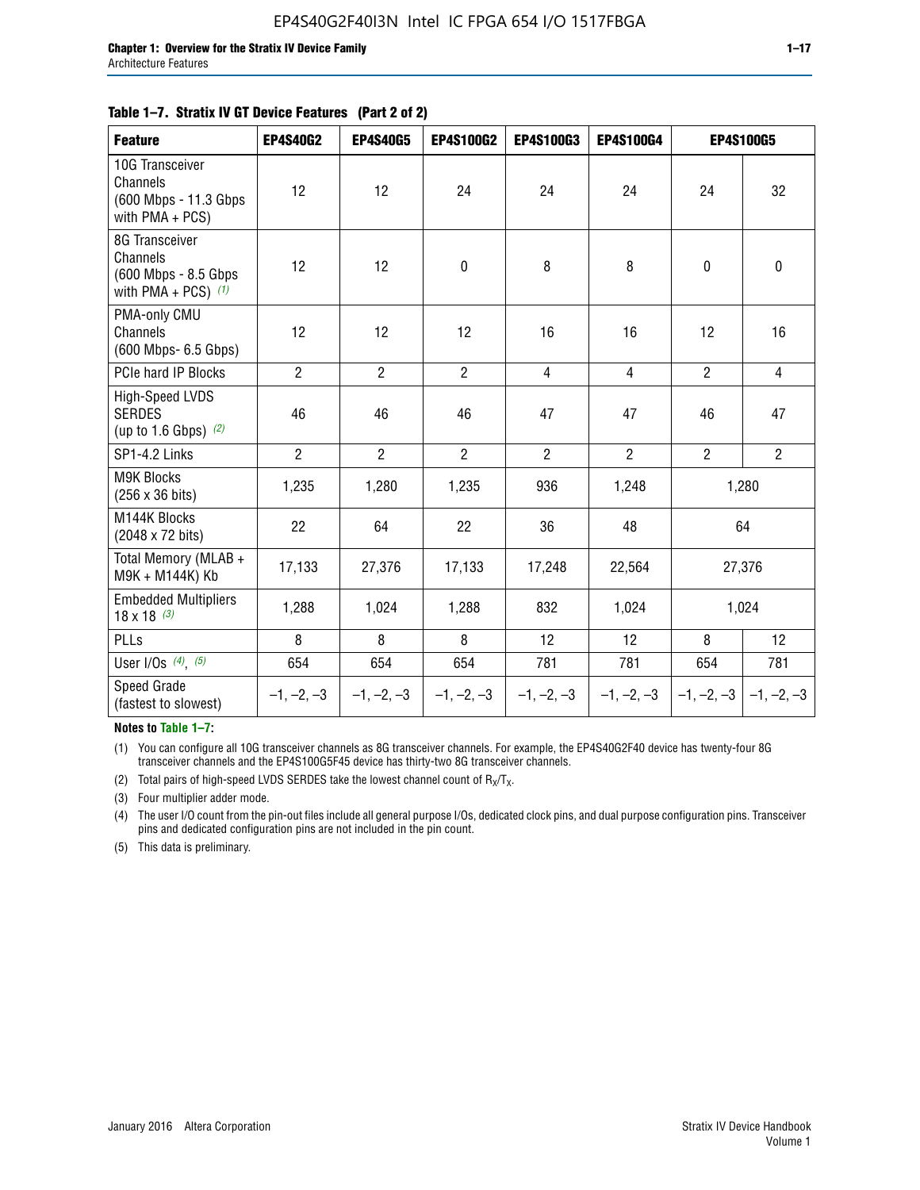**Table 1–7. Stratix IV GT Device Features (Part 2 of 2)**

| Feature | EP4S40G2 | EP4S40G5 | EP4S100G2 | EP4S100G3 | EP4S100G4 | EP4S100G5 | |
|---|---|---|---|---|---|---|---|
| 10G Transceiver Channels (600 Mbps - 11.3 Gbps with PMA + PCS) | 12 | 12 | 24 | 24 | 24 | 24 | 32 |
| 8G Transceiver Channels (600 Mbps - 8.5 Gbps with PMA + PCS) (1) | 12 | 12 | 0 | 8 | 8 | 0 | 0 |
| PMA-only CMU Channels (600 Mbps- 6.5 Gbps) | 12 | 12 | 12 | 16 | 16 | 12 | 16 |
| PCIe hard IP Blocks | 2 | 2 | 2 | 4 | 4 | 2 | 4 |
| High-Speed LVDS SERDES (up to 1.6 Gbps) (2) | 46 | 46 | 46 | 47 | 47 | 46 | 47 |
| SP1-4.2 Links | 2 | 2 | 2 | 2 | 2 | 2 | 2 |
| M9K Blocks (256 x 36 bits) | 1,235 | 1,280 | 1,235 | 936 | 1,248 | 1,280 | |
| M144K Blocks (2048 x 72 bits) | 22 | 64 | 22 | 36 | 48 | 64 | |
| Total Memory (MLAB + M9K + M144K) Kb | 17,133 | 27,376 | 17,133 | 17,248 | 22,564 | 27,376 | |
| Embedded Multipliers 18 x 18 (3) | 1,288 | 1,024 | 1,288 | 832 | 1,024 | 1,024 | |
| PLLs | 8 | 8 | 8 | 12 | 12 | 8 | 12 |
| User I/Os (4), (5) | 654 | 654 | 654 | 781 | 781 | 654 | 781 |
| Speed Grade (fastest to slowest) | –1, –2, –3 | –1, –2, –3 | –1, –2, –3 | –1, –2, –3 | –1, –2, –3 | –1, –2, –3 | –1, –2, –3 |

**Notes to Table 1–7:**

(1) You can configure all 10G transceiver channels as 8G transceiver channels. For example, the EP4S40G2F40 device has twenty-four 8G transceiver channels and the EP4S100G5F45 device has thirty-two 8G transceiver channels.

(2) Total pairs of high-speed LVDS SERDES take the lowest channel count of $R_X/T_X$.

(3) Four multiplier adder mode.

(4) The user I/O count from the pin-out files include all general purpose I/Os, dedicated clock pins, and dual purpose configuration pins. Transceiver pins and dedicated configuration pins are not included in the pin count.

(5) This data is preliminary.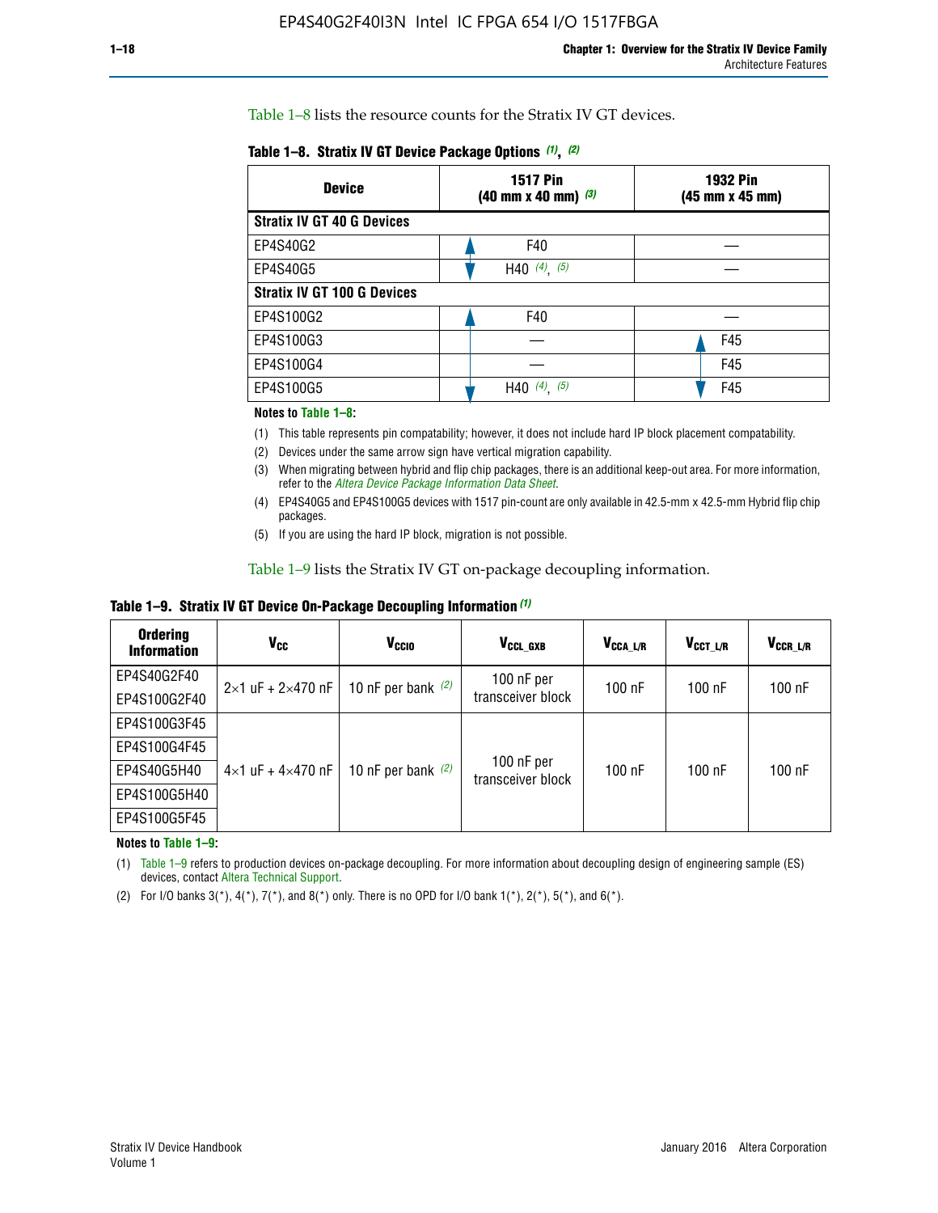Table 1–8 lists the resource counts for the Stratix IV GT devices.

**Table 1–8. Stratix IV GT Device Package Options (1), (2)**

| Device | 1517 Pin (40 mm x 40 mm) (3) | 1932 Pin (45 mm x 45 mm) |
|---|---|---|
| **Stratix IV GT 40 G Devices** | | |
| EP4S40G2 | F40 | — |
| EP4S40G5 | H40 (4), (5) | — |
| **Stratix IV GT 100 G Devices** | | |
| EP4S100G2 | F40 | — |
| EP4S100G3 | — | F45 |
| EP4S100G4 | — | F45 |
| EP4S100G5 | H40 (4), (5) | F45 |

**Notes to Table 1–8:**

(1) This table represents pin compatability; however, it does not include hard IP block placement compatability.

(2) Devices under the same arrow sign have vertical migration capability.

(3) When migrating between hybrid and flip chip packages, there is an additional keep-out area. For more information, refer to the *Altera Device Package Information Data Sheet*.

(4) EP4S40G5 and EP4S100G5 devices with 1517 pin-count are only available in 42.5-mm x 42.5-mm Hybrid flip chip packages.

(5) If you are using the hard IP block, migration is not possible.

Table 1–9 lists the Stratix IV GT on-package decoupling information.

**Table 1–9. Stratix IV GT Device On-Package Decoupling Information (1)**

| Ordering Information | $V_{CC}$ | $V_{CCIO}$ | $V_{CCL\_GXB}$ | $V_{CCA\_L/R}$ | $V_{CCT\_L/R}$ | $V_{CCR\_L/R}$ |
|---|---|---|---|---|---|---|
| EP4S40G2F40 | 2×1 uF + 2×470 nF | 10 nF per bank (2) | 100 nF per transceiver block | 100 nF | 100 nF | 100 nF |
| EP4S100G2F40 | | | | | | |
| EP4S100G3F45 | 4×1 uF + 4×470 nF | 10 nF per bank (2) | 100 nF per transceiver block | 100 nF | 100 nF | 100 nF |
| EP4S100G4F45 | | | | | | |
| EP4S40G5H40 | | | | | | |
| EP4S100G5H40 | | | | | | |
| EP4S100G5F45 | | | | | | |

**Notes to Table 1–9:**

(1) Table 1–9 refers to production devices on-package decoupling. For more information about decoupling design of engineering sample (ES) devices, contact Altera Technical Support.

(2) For I/O banks 3(*), 4(*), 7(*), and 8(*) only. There is no OPD for I/O bank 1(*), 2(*), 5(*), and 6(*).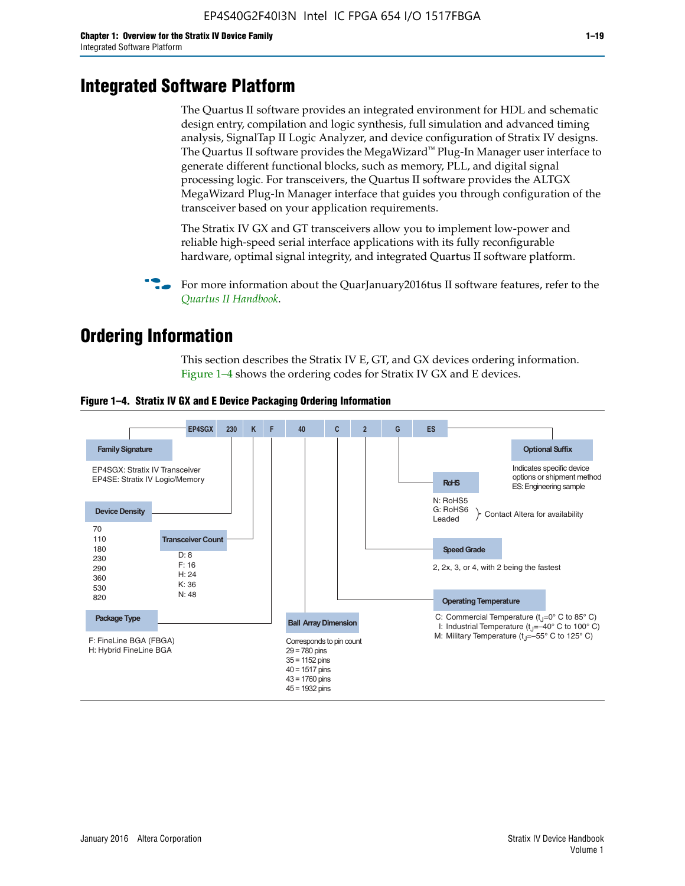# Integrated Software Platform

The Quartus II software provides an integrated environment for HDL and schematic design entry, compilation and logic synthesis, full simulation and advanced timing analysis, SignalTap II Logic Analyzer, and device configuration of Stratix IV designs. The Quartus II software provides the MegaWizard™ Plug-In Manager user interface to generate different functional blocks, such as memory, PLL, and digital signal processing logic. For transceivers, the Quartus II software provides the ALTGX MegaWizard Plug-In Manager interface that guides you through configuration of the transceiver based on your application requirements.

The Stratix IV GX and GT transceivers allow you to implement low-power and reliable high-speed serial interface applications with its fully reconfigurable hardware, optimal signal integrity, and integrated Quartus II software platform.

For more information about the QuarJanuary2016tus II software features, refer to the *Quartus II Handbook*.

# Ordering Information

This section describes the Stratix IV E, GT, and GX devices ordering information. Figure 1–4 shows the ordering codes for Stratix IV GX and E devices.

**Figure 1–4. Stratix IV GX and E Device Packaging Ordering Information**

EP4SGX 230 K F 40 C 2 G ES

- **Family Signature**
  - EP4SGX: Stratix IV Transceiver
  - EP4SE: Stratix IV Logic/Memory
- **Device Density**
  - 70
  - 110
  - 180
  - 230
  - 290
  - 360
  - 530
  - 820
- **Transceiver Count**
  - D: 8
  - F: 16
  - H: 24
  - K: 36
  - N: 48
- **Package Type**
  - F: FineLine BGA (FBGA)
  - H: Hybrid FineLine BGA
- **Ball Array Dimension**
  - Corresponds to pin count
  - 29 = 780 pins
  - 35 = 1152 pins
  - 40 = 1517 pins
  - 43 = 1760 pins
  - 45 = 1932 pins
- **Operating Temperature**
  - C: Commercial Temperature ($t_J$=0° C to 85° C)
  - I: Industrial Temperature ($t_J$=–40° C to 100° C)
  - M: Military Temperature ($t_J$=–55° C to 125° C)
- **Speed Grade**
  - 2, 2x, 3, or 4, with 2 being the fastest
- **RoHS**
  - N: RoHS5
  - G: RoHS6 } Contact Altera for availability
  - Leaded
- **Optional Suffix**
  - Indicates specific device options or shipment method
  - ES: Engineering sample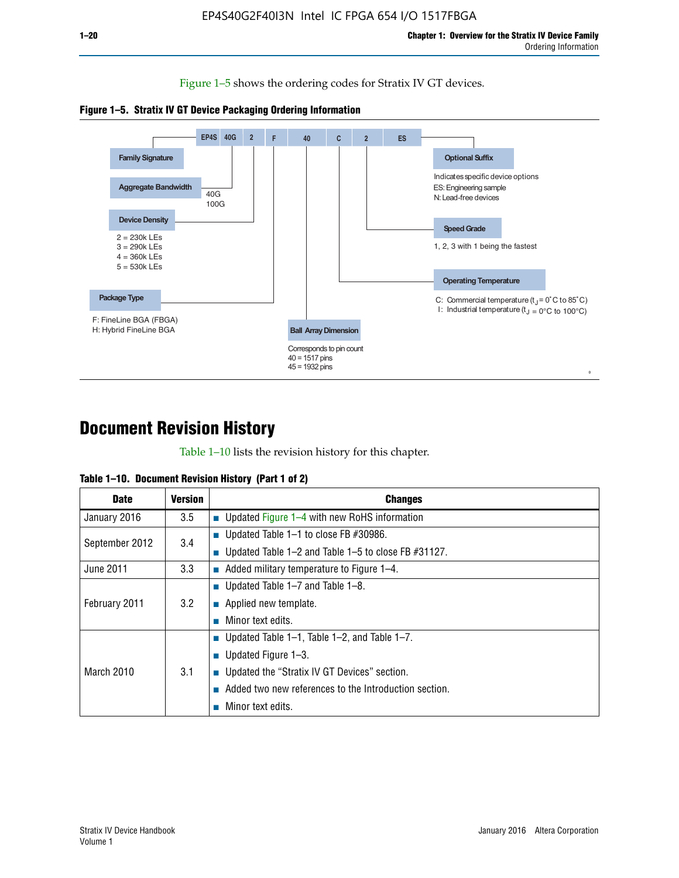Figure 1–5 shows the ordering codes for Stratix IV GT devices.

**Figure 1–5. Stratix IV GT Device Packaging Ordering Information**

EP4S 40G 2 F 40 C 2 ES

- **Family Signature**
- **Aggregate Bandwidth**: 40G, 100G
- **Device Density**: 2 = 230k LEs, 3 = 290k LEs, 4 = 360k LEs, 5 = 530k LEs
- **Package Type**: F: FineLine BGA (FBGA), H: Hybrid FineLine BGA
- **Ball Array Dimension**: Corresponds to pin count, 40 = 1517 pins, 45 = 1932 pins
- **Operating Temperature**: C: Commercial temperature ($t_J$ = 0°C to 85°C), I: Industrial temperature ($t_J$ = 0°C to 100°C)
- **Speed Grade**: 1, 2, 3 with 1 being the fastest
- **Optional Suffix**: Indicates specific device options, ES: Engineering sample, N: Lead-free devices

# Document Revision History

Table 1–10 lists the revision history for this chapter.

**Table 1–10. Document Revision History (Part 1 of 2)**

| Date | Version | Changes |
|---|---|---|
| January 2016 | 3.5 | ■ Updated Figure 1–4 with new RoHS information |
| September 2012 | 3.4 | ■ Updated Table 1–1 to close FB #30986.<br>■ Updated Table 1–2 and Table 1–5 to close FB #31127. |
| June 2011 | 3.3 | ■ Added military temperature to Figure 1–4. |
| February 2011 | 3.2 | ■ Updated Table 1–7 and Table 1–8.<br>■ Applied new template.<br>■ Minor text edits. |
| March 2010 | 3.1 | ■ Updated Table 1–1, Table 1–2, and Table 1–7.<br>■ Updated Figure 1–3.<br>■ Updated the “Stratix IV GT Devices” section.<br>■ Added two new references to the Introduction section.<br>■ Minor text edits. |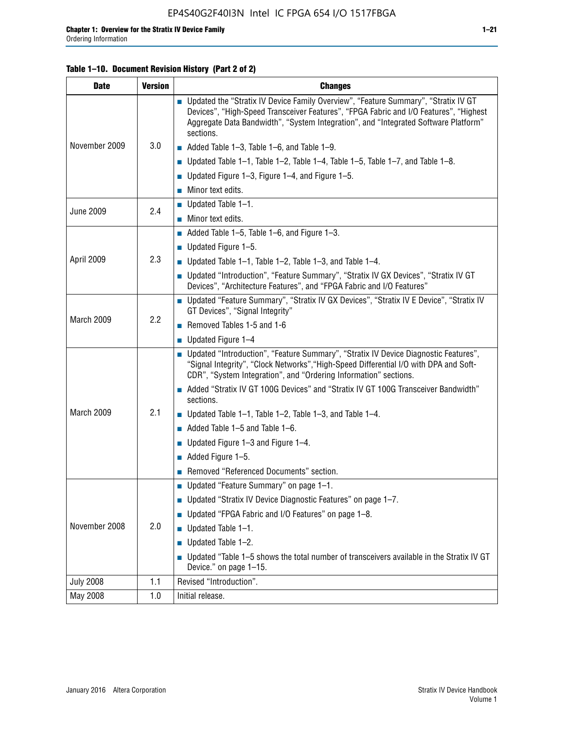**Table 1–10. Document Revision History (Part 2 of 2)**

| Date | Version | Changes |
|---|---|---|
| November 2009 | 3.0 | ■ Updated the "Stratix IV Device Family Overview", "Feature Summary", "Stratix IV GT Devices", "High-Speed Transceiver Features", "FPGA Fabric and I/O Features", "Highest Aggregate Data Bandwidth", "System Integration", and "Integrated Software Platform" sections. <br> ■ Added Table 1–3, Table 1–6, and Table 1–9. <br> ■ Updated Table 1–1, Table 1–2, Table 1–4, Table 1–5, Table 1–7, and Table 1–8. <br> ■ Updated Figure 1–3, Figure 1–4, and Figure 1–5. <br> ■ Minor text edits. |
| June 2009 | 2.4 | ■ Updated Table 1–1. <br> ■ Minor text edits. |
| April 2009 | 2.3 | ■ Added Table 1–5, Table 1–6, and Figure 1–3. <br> ■ Updated Figure 1–5. <br> ■ Updated Table 1–1, Table 1–2, Table 1–3, and Table 1–4. <br> ■ Updated "Introduction", "Feature Summary", "Stratix IV GX Devices", "Stratix IV GT Devices", "Architecture Features", and "FPGA Fabric and I/O Features" |
| March 2009 | 2.2 | ■ Updated "Feature Summary", "Stratix IV GX Devices", "Stratix IV E Device", "Stratix IV GT Devices", "Signal Integrity" <br> ■ Removed Tables 1-5 and 1-6 <br> ■ Updated Figure 1–4 |
| March 2009 | 2.1 | ■ Updated "Introduction", "Feature Summary", "Stratix IV Device Diagnostic Features", "Signal Integrity", "Clock Networks","High-Speed Differential I/O with DPA and Soft-CDR", "System Integration", and "Ordering Information" sections. <br> ■ Added "Stratix IV GT 100G Devices" and "Stratix IV GT 100G Transceiver Bandwidth" sections. <br> ■ Updated Table 1–1, Table 1–2, Table 1–3, and Table 1–4. <br> ■ Added Table 1–5 and Table 1–6. <br> ■ Updated Figure 1–3 and Figure 1–4. <br> ■ Added Figure 1–5. <br> ■ Removed "Referenced Documents" section. |
| November 2008 | 2.0 | ■ Updated "Feature Summary" on page 1–1. <br> ■ Updated "Stratix IV Device Diagnostic Features" on page 1–7. <br> ■ Updated "FPGA Fabric and I/O Features" on page 1–8. <br> ■ Updated Table 1–1. <br> ■ Updated Table 1–2. <br> ■ Updated "Table 1–5 shows the total number of transceivers available in the Stratix IV GT Device." on page 1–15. |
| July 2008 | 1.1 | Revised "Introduction". |
| May 2008 | 1.0 | Initial release. |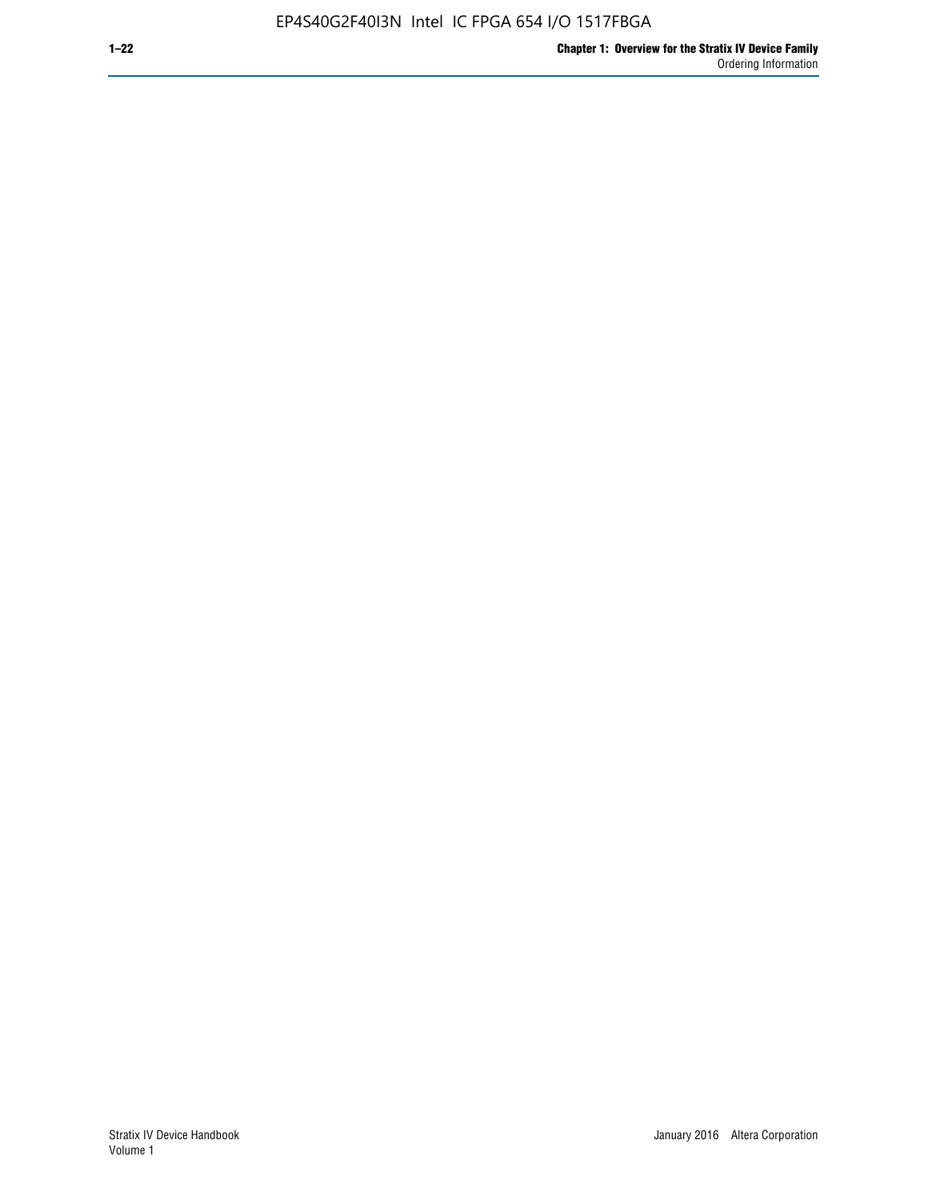EP4S40G2F40I3N Intel IC FPGA 654 I/O 1517FBGA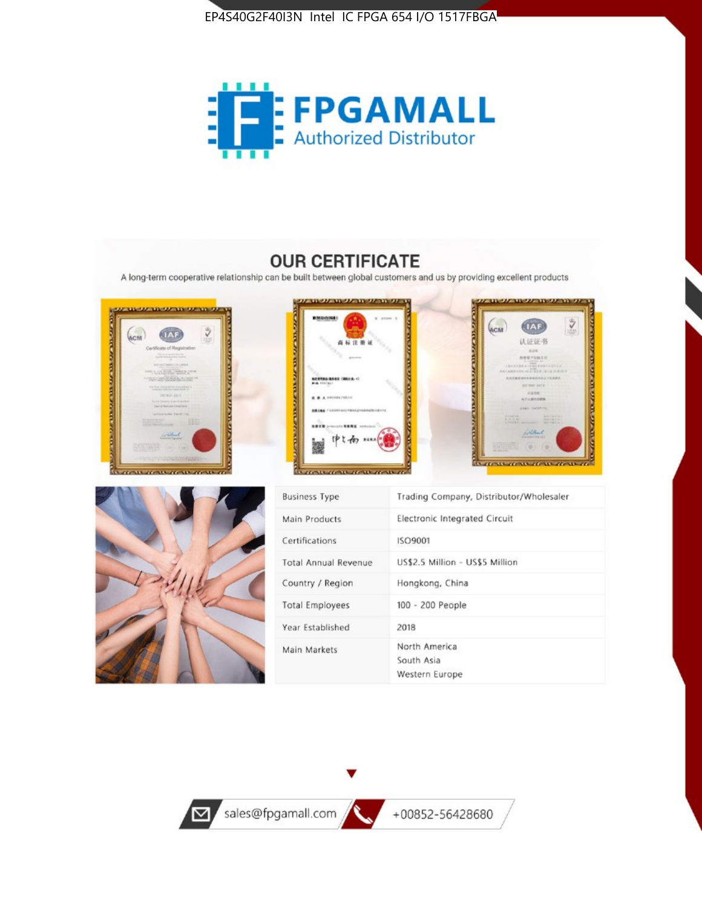FPGAMALL
Authorized Distributor

## OUR CERTIFICATE

A long-term cooperative relationship can be built between global customers and us by providing excellent products

| | |
|---|---|
| Business Type | Trading Company, Distributor/Wholesaler |
| Main Products | Electronic Integrated Circuit |
| Certifications | ISO9001 |
| Total Annual Revenue | US$2.5 Million - US$5 Million |
| Country / Region | Hongkong, China |
| Total Employees | 100 - 200 People |
| Year Established | 2018 |
| Main Markets | North America<br>South Asia<br>Western Europe |

sales@fpgamall.com +00852-56428680